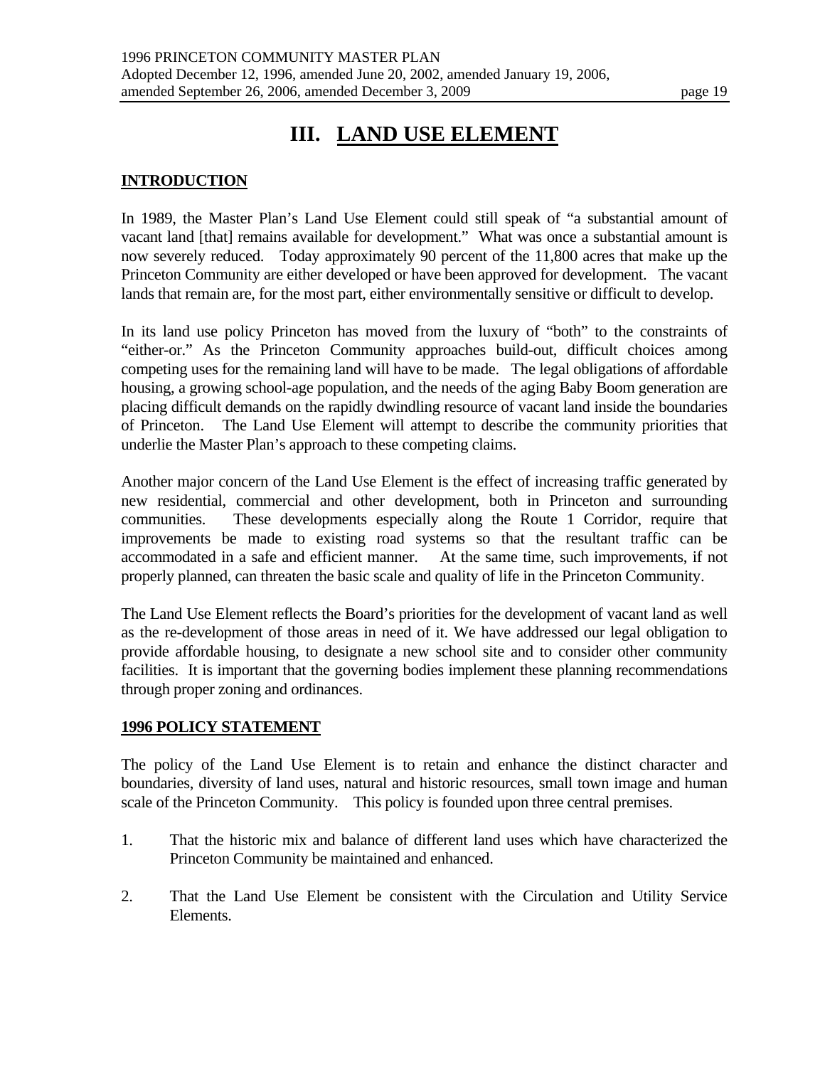# III. LAND USE ELEMENT

## INTRODUCTION

In 1989, the Master Plan's Land Use Element could still speak of "a substantial amount of vacant land [that] remains available for development." What was once a substantial amount is now severely reduced. Today approximately 90 percent of the 11,800 acres that make up the Princeton Community are either developed or have been approved for development. The vacant lands that remain are, for the most part, either environmentally sensitive or difficult to develop.

In its land use policy Princeton has moved from the luxury of "both" to the constraints of "either-or." As the Princeton Community approaches build-out, difficult choices among competing uses for the remaining land will have to be made. The legal obligations of affordable housing, a growing school-age population, and the needs of the aging Baby Boom generation are placing difficult demands on the rapidly dwindling resource of vacant land inside the boundaries of Princeton. The Land Use Element will attempt to describe the community priorities that underlie the Master Plan's approach to these competing claims.

Another major concern of the Land Use Element is the effect of increasing traffic generated by new residential, commercial and other development, both in Princeton and surrounding communities. These developments especially along the Route 1 Corridor, require that improvements be made to existing road systems so that the resultant traffic can be accommodated in a safe and efficient manner. At the same time, such improvements, if not properly planned, can threaten the basic scale and quality of life in the Princeton Community.

The Land Use Element reflects the Board's priorities for the development of vacant land as well as the re-development of those areas in need of it. We have addressed our legal obligation to provide affordable housing, to designate a new school site and to consider other community facilities. It is important that the governing bodies implement these planning recommendations through proper zoning and ordinances.

## 1996 POLICY STATEMENT

The policy of the Land Use Element is to retain and enhance the distinct character and boundaries, diversity of land uses, natural and historic resources, small town image and human scale of the Princeton Community. This policy is founded upon three central premises.

1. That the historic mix and balance of different land uses which have characterized the Princeton Community be maintained and enhanced.

2. That the Land Use Element be consistent with the Circulation and Utility Service Elements.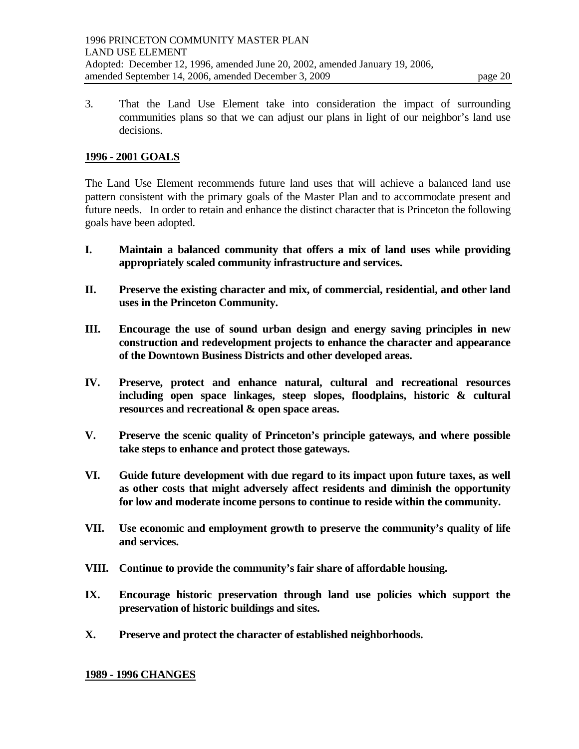3. That the Land Use Element take into consideration the impact of surrounding communities plans so that we can adjust our plans in light of our neighbor's land use decisions.

## 1996 - 2001 GOALS

The Land Use Element recommends future land uses that will achieve a balanced land use pattern consistent with the primary goals of the Master Plan and to accommodate present and future needs. In order to retain and enhance the distinct character that is Princeton the following goals have been adopted.

**I. Maintain a balanced community that offers a mix of land uses while providing appropriately scaled community infrastructure and services.**

**II. Preserve the existing character and mix, of commercial, residential, and other land uses in the Princeton Community.**

**III. Encourage the use of sound urban design and energy saving principles in new construction and redevelopment projects to enhance the character and appearance of the Downtown Business Districts and other developed areas.**

**IV. Preserve, protect and enhance natural, cultural and recreational resources including open space linkages, steep slopes, floodplains, historic & cultural resources and recreational & open space areas.**

**V. Preserve the scenic quality of Princeton's principle gateways, and where possible take steps to enhance and protect those gateways.**

**VI. Guide future development with due regard to its impact upon future taxes, as well as other costs that might adversely affect residents and diminish the opportunity for low and moderate income persons to continue to reside within the community.**

**VII. Use economic and employment growth to preserve the community's quality of life and services.**

**VIII. Continue to provide the community's fair share of affordable housing.**

**IX. Encourage historic preservation through land use policies which support the preservation of historic buildings and sites.**

**X. Preserve and protect the character of established neighborhoods.**

## 1989 - 1996 CHANGES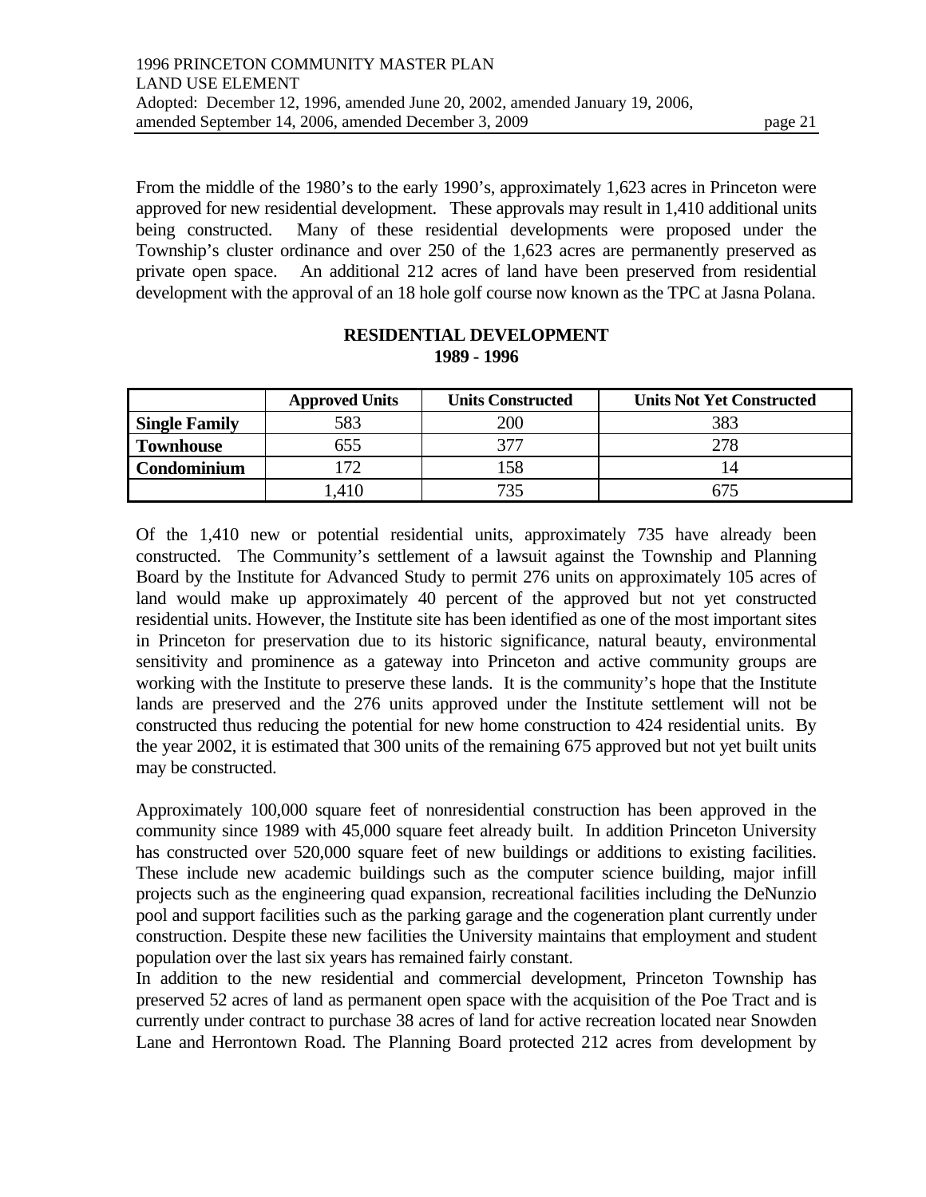From the middle of the 1980's to the early 1990's, approximately 1,623 acres in Princeton were approved for new residential development. These approvals may result in 1,410 additional units being constructed. Many of these residential developments were proposed under the Township's cluster ordinance and over 250 of the 1,623 acres are permanently preserved as private open space. An additional 212 acres of land have been preserved from residential development with the approval of an 18 hole golf course now known as the TPC at Jasna Polana.

**RESIDENTIAL DEVELOPMENT**
**1989 - 1996**

| | Approved Units | Units Constructed | Units Not Yet Constructed |
|---|---|---|---|
| **Single Family** | 583 | 200 | 383 |
| **Townhouse** | 655 | 377 | 278 |
| **Condominium** | 172 | 158 | 14 |
| | 1,410 | 735 | 675 |

Of the 1,410 new or potential residential units, approximately 735 have already been constructed. The Community's settlement of a lawsuit against the Township and Planning Board by the Institute for Advanced Study to permit 276 units on approximately 105 acres of land would make up approximately 40 percent of the approved but not yet constructed residential units. However, the Institute site has been identified as one of the most important sites in Princeton for preservation due to its historic significance, natural beauty, environmental sensitivity and prominence as a gateway into Princeton and active community groups are working with the Institute to preserve these lands. It is the community's hope that the Institute lands are preserved and the 276 units approved under the Institute settlement will not be constructed thus reducing the potential for new home construction to 424 residential units. By the year 2002, it is estimated that 300 units of the remaining 675 approved but not yet built units may be constructed.

Approximately 100,000 square feet of nonresidential construction has been approved in the community since 1989 with 45,000 square feet already built. In addition Princeton University has constructed over 520,000 square feet of new buildings or additions to existing facilities. These include new academic buildings such as the computer science building, major infill projects such as the engineering quad expansion, recreational facilities including the DeNunzio pool and support facilities such as the parking garage and the cogeneration plant currently under construction. Despite these new facilities the University maintains that employment and student population over the last six years has remained fairly constant.

In addition to the new residential and commercial development, Princeton Township has preserved 52 acres of land as permanent open space with the acquisition of the Poe Tract and is currently under contract to purchase 38 acres of land for active recreation located near Snowden Lane and Herrontown Road. The Planning Board protected 212 acres from development by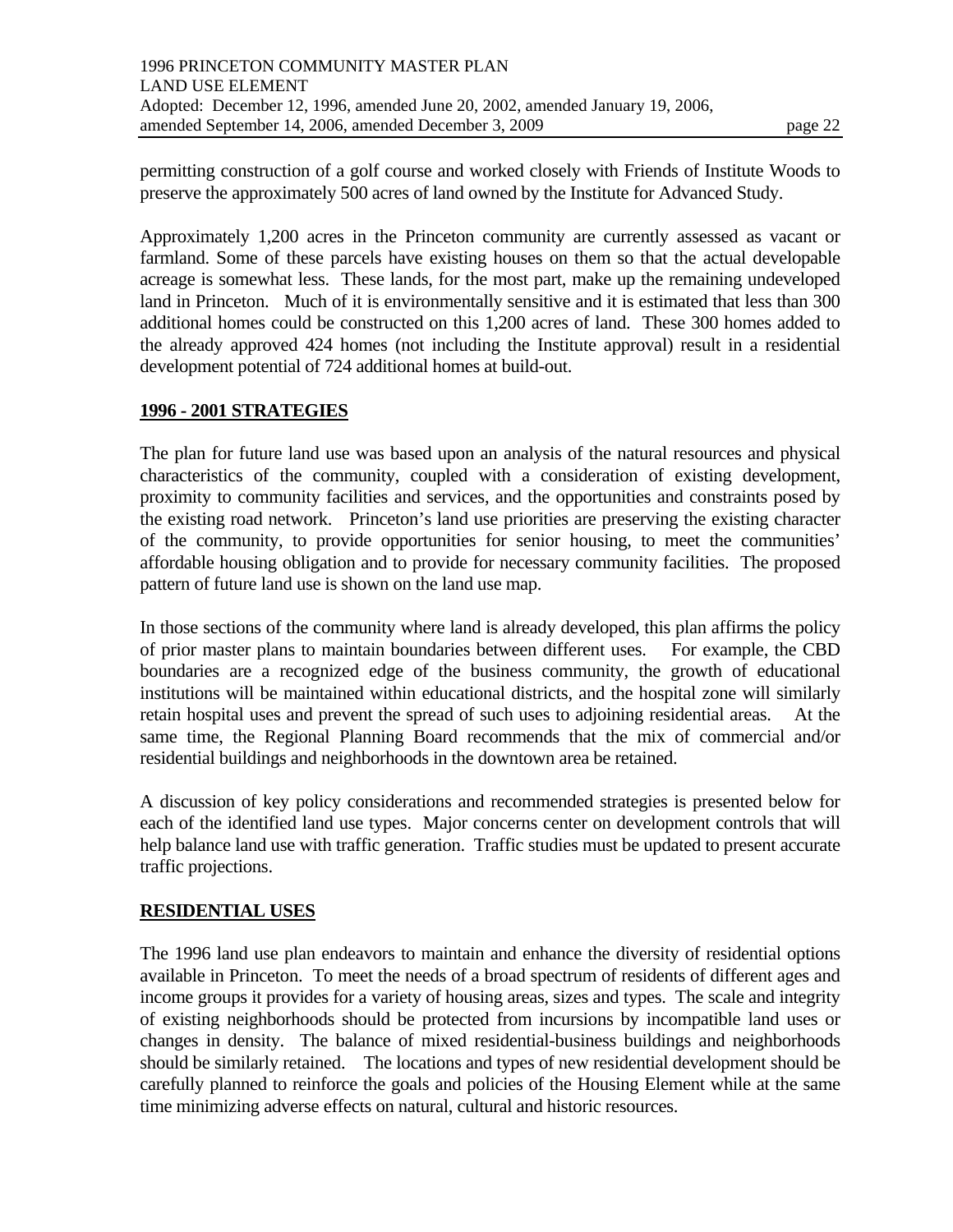permitting construction of a golf course and worked closely with Friends of Institute Woods to preserve the approximately 500 acres of land owned by the Institute for Advanced Study.

Approximately 1,200 acres in the Princeton community are currently assessed as vacant or farmland. Some of these parcels have existing houses on them so that the actual developable acreage is somewhat less. These lands, for the most part, make up the remaining undeveloped land in Princeton. Much of it is environmentally sensitive and it is estimated that less than 300 additional homes could be constructed on this 1,200 acres of land. These 300 homes added to the already approved 424 homes (not including the Institute approval) result in a residential development potential of 724 additional homes at build-out.

## 1996 - 2001 STRATEGIES

The plan for future land use was based upon an analysis of the natural resources and physical characteristics of the community, coupled with a consideration of existing development, proximity to community facilities and services, and the opportunities and constraints posed by the existing road network. Princeton's land use priorities are preserving the existing character of the community, to provide opportunities for senior housing, to meet the communities' affordable housing obligation and to provide for necessary community facilities. The proposed pattern of future land use is shown on the land use map.

In those sections of the community where land is already developed, this plan affirms the policy of prior master plans to maintain boundaries between different uses. For example, the CBD boundaries are a recognized edge of the business community, the growth of educational institutions will be maintained within educational districts, and the hospital zone will similarly retain hospital uses and prevent the spread of such uses to adjoining residential areas. At the same time, the Regional Planning Board recommends that the mix of commercial and/or residential buildings and neighborhoods in the downtown area be retained.

A discussion of key policy considerations and recommended strategies is presented below for each of the identified land use types. Major concerns center on development controls that will help balance land use with traffic generation. Traffic studies must be updated to present accurate traffic projections.

## RESIDENTIAL USES

The 1996 land use plan endeavors to maintain and enhance the diversity of residential options available in Princeton. To meet the needs of a broad spectrum of residents of different ages and income groups it provides for a variety of housing areas, sizes and types. The scale and integrity of existing neighborhoods should be protected from incursions by incompatible land uses or changes in density. The balance of mixed residential-business buildings and neighborhoods should be similarly retained. The locations and types of new residential development should be carefully planned to reinforce the goals and policies of the Housing Element while at the same time minimizing adverse effects on natural, cultural and historic resources.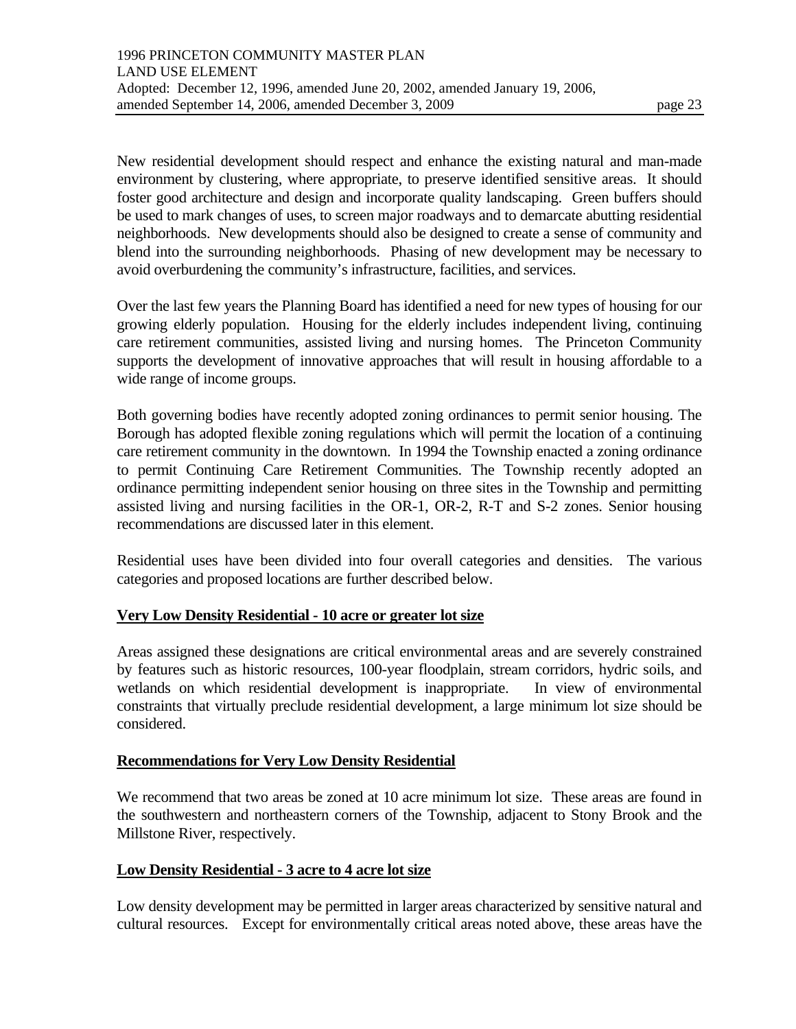New residential development should respect and enhance the existing natural and man-made environment by clustering, where appropriate, to preserve identified sensitive areas. It should foster good architecture and design and incorporate quality landscaping. Green buffers should be used to mark changes of uses, to screen major roadways and to demarcate abutting residential neighborhoods. New developments should also be designed to create a sense of community and blend into the surrounding neighborhoods. Phasing of new development may be necessary to avoid overburdening the community's infrastructure, facilities, and services.

Over the last few years the Planning Board has identified a need for new types of housing for our growing elderly population. Housing for the elderly includes independent living, continuing care retirement communities, assisted living and nursing homes. The Princeton Community supports the development of innovative approaches that will result in housing affordable to a wide range of income groups.

Both governing bodies have recently adopted zoning ordinances to permit senior housing. The Borough has adopted flexible zoning regulations which will permit the location of a continuing care retirement community in the downtown. In 1994 the Township enacted a zoning ordinance to permit Continuing Care Retirement Communities. The Township recently adopted an ordinance permitting independent senior housing on three sites in the Township and permitting assisted living and nursing facilities in the OR-1, OR-2, R-T and S-2 zones. Senior housing recommendations are discussed later in this element.

Residential uses have been divided into four overall categories and densities. The various categories and proposed locations are further described below.

**Very Low Density Residential - 10 acre or greater lot size**

Areas assigned these designations are critical environmental areas and are severely constrained by features such as historic resources, 100-year floodplain, stream corridors, hydric soils, and wetlands on which residential development is inappropriate. In view of environmental constraints that virtually preclude residential development, a large minimum lot size should be considered.

**Recommendations for Very Low Density Residential**

We recommend that two areas be zoned at 10 acre minimum lot size. These areas are found in the southwestern and northeastern corners of the Township, adjacent to Stony Brook and the Millstone River, respectively.

**Low Density Residential - 3 acre to 4 acre lot size**

Low density development may be permitted in larger areas characterized by sensitive natural and cultural resources. Except for environmentally critical areas noted above, these areas have the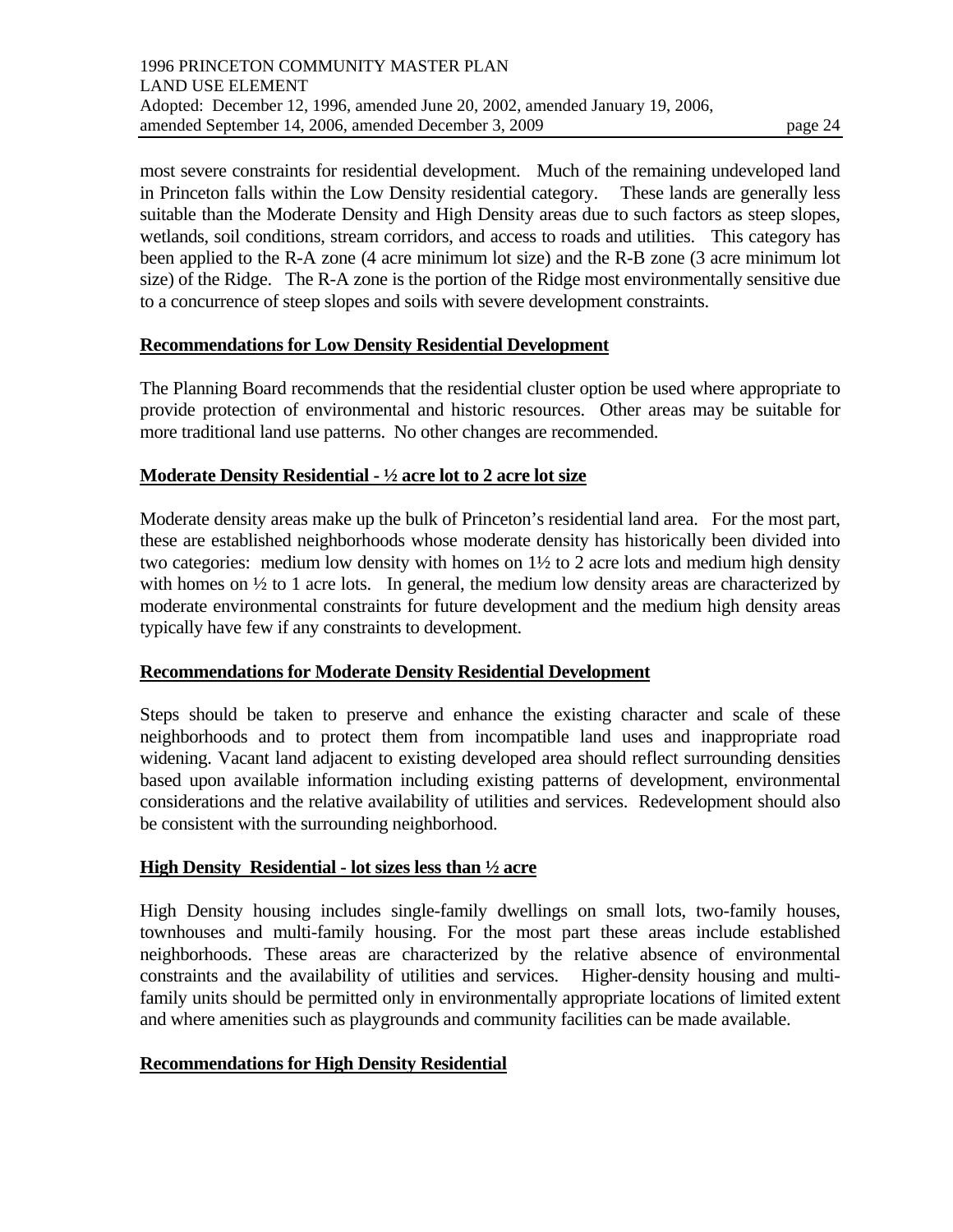most severe constraints for residential development. Much of the remaining undeveloped land in Princeton falls within the Low Density residential category. These lands are generally less suitable than the Moderate Density and High Density areas due to such factors as steep slopes, wetlands, soil conditions, stream corridors, and access to roads and utilities. This category has been applied to the R-A zone (4 acre minimum lot size) and the R-B zone (3 acre minimum lot size) of the Ridge. The R-A zone is the portion of the Ridge most environmentally sensitive due to a concurrence of steep slopes and soils with severe development constraints.

**Recommendations for Low Density Residential Development**

The Planning Board recommends that the residential cluster option be used where appropriate to provide protection of environmental and historic resources. Other areas may be suitable for more traditional land use patterns. No other changes are recommended.

**Moderate Density Residential - ½ acre lot to 2 acre lot size**

Moderate density areas make up the bulk of Princeton's residential land area. For the most part, these are established neighborhoods whose moderate density has historically been divided into two categories: medium low density with homes on 1½ to 2 acre lots and medium high density with homes on ½ to 1 acre lots. In general, the medium low density areas are characterized by moderate environmental constraints for future development and the medium high density areas typically have few if any constraints to development.

**Recommendations for Moderate Density Residential Development**

Steps should be taken to preserve and enhance the existing character and scale of these neighborhoods and to protect them from incompatible land uses and inappropriate road widening. Vacant land adjacent to existing developed area should reflect surrounding densities based upon available information including existing patterns of development, environmental considerations and the relative availability of utilities and services. Redevelopment should also be consistent with the surrounding neighborhood.

**High Density Residential - lot sizes less than ½ acre**

High Density housing includes single-family dwellings on small lots, two-family houses, townhouses and multi-family housing. For the most part these areas include established neighborhoods. These areas are characterized by the relative absence of environmental constraints and the availability of utilities and services. Higher-density housing and multi-family units should be permitted only in environmentally appropriate locations of limited extent and where amenities such as playgrounds and community facilities can be made available.

**Recommendations for High Density Residential**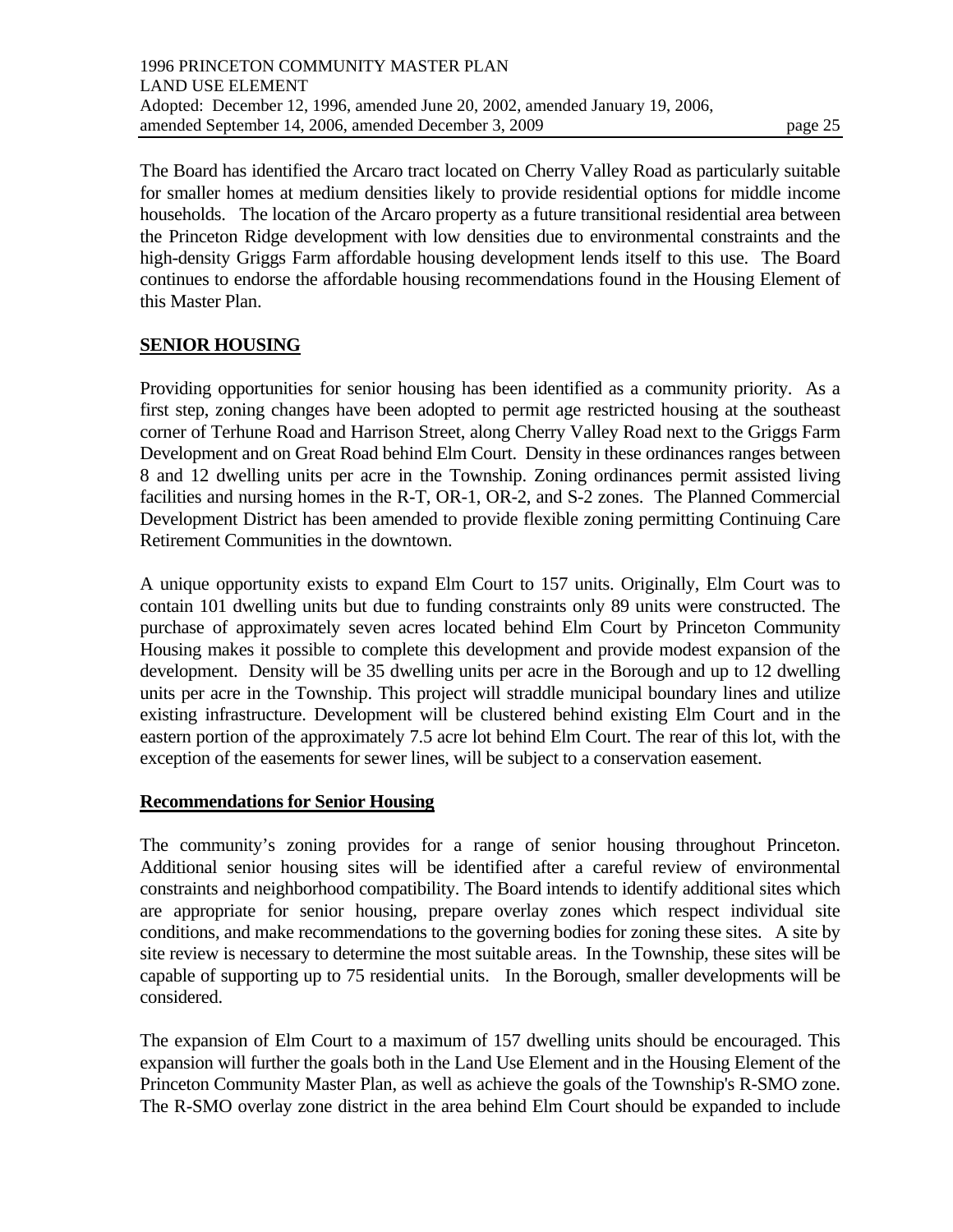The Board has identified the Arcaro tract located on Cherry Valley Road as particularly suitable for smaller homes at medium densities likely to provide residential options for middle income households. The location of the Arcaro property as a future transitional residential area between the Princeton Ridge development with low densities due to environmental constraints and the high-density Griggs Farm affordable housing development lends itself to this use. The Board continues to endorse the affordable housing recommendations found in the Housing Element of this Master Plan.

## **SENIOR HOUSING**

Providing opportunities for senior housing has been identified as a community priority. As a first step, zoning changes have been adopted to permit age restricted housing at the southeast corner of Terhune Road and Harrison Street, along Cherry Valley Road next to the Griggs Farm Development and on Great Road behind Elm Court. Density in these ordinances ranges between 8 and 12 dwelling units per acre in the Township. Zoning ordinances permit assisted living facilities and nursing homes in the R-T, OR-1, OR-2, and S-2 zones. The Planned Commercial Development District has been amended to provide flexible zoning permitting Continuing Care Retirement Communities in the downtown.

A unique opportunity exists to expand Elm Court to 157 units. Originally, Elm Court was to contain 101 dwelling units but due to funding constraints only 89 units were constructed. The purchase of approximately seven acres located behind Elm Court by Princeton Community Housing makes it possible to complete this development and provide modest expansion of the development. Density will be 35 dwelling units per acre in the Borough and up to 12 dwelling units per acre in the Township. This project will straddle municipal boundary lines and utilize existing infrastructure. Development will be clustered behind existing Elm Court and in the eastern portion of the approximately 7.5 acre lot behind Elm Court. The rear of this lot, with the exception of the easements for sewer lines, will be subject to a conservation easement.

### **Recommendations for Senior Housing**

The community's zoning provides for a range of senior housing throughout Princeton. Additional senior housing sites will be identified after a careful review of environmental constraints and neighborhood compatibility. The Board intends to identify additional sites which are appropriate for senior housing, prepare overlay zones which respect individual site conditions, and make recommendations to the governing bodies for zoning these sites. A site by site review is necessary to determine the most suitable areas. In the Township, these sites will be capable of supporting up to 75 residential units. In the Borough, smaller developments will be considered.

The expansion of Elm Court to a maximum of 157 dwelling units should be encouraged. This expansion will further the goals both in the Land Use Element and in the Housing Element of the Princeton Community Master Plan, as well as achieve the goals of the Township's R-SMO zone. The R-SMO overlay zone district in the area behind Elm Court should be expanded to include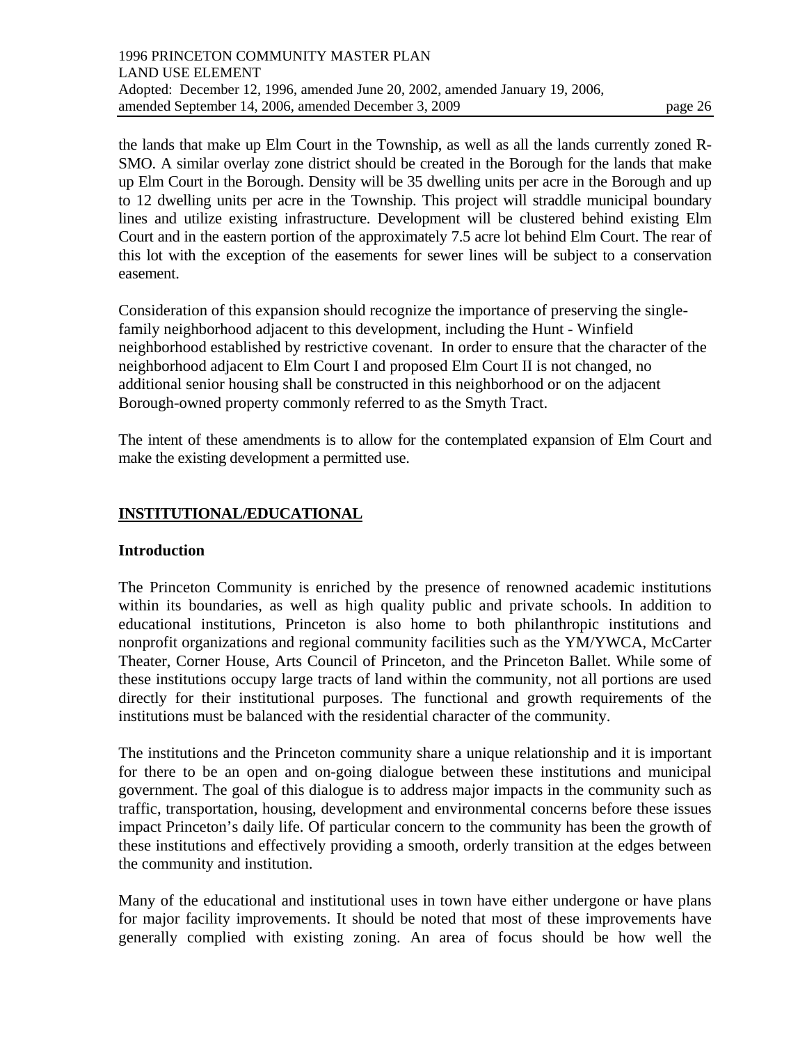the lands that make up Elm Court in the Township, as well as all the lands currently zoned R-SMO. A similar overlay zone district should be created in the Borough for the lands that make up Elm Court in the Borough. Density will be 35 dwelling units per acre in the Borough and up to 12 dwelling units per acre in the Township. This project will straddle municipal boundary lines and utilize existing infrastructure. Development will be clustered behind existing Elm Court and in the eastern portion of the approximately 7.5 acre lot behind Elm Court. The rear of this lot with the exception of the easements for sewer lines will be subject to a conservation easement.

Consideration of this expansion should recognize the importance of preserving the single-family neighborhood adjacent to this development, including the Hunt - Winfield neighborhood established by restrictive covenant. In order to ensure that the character of the neighborhood adjacent to Elm Court I and proposed Elm Court II is not changed, no additional senior housing shall be constructed in this neighborhood or on the adjacent Borough-owned property commonly referred to as the Smyth Tract.

The intent of these amendments is to allow for the contemplated expansion of Elm Court and make the existing development a permitted use.

## INSTITUTIONAL/EDUCATIONAL

### Introduction

The Princeton Community is enriched by the presence of renowned academic institutions within its boundaries, as well as high quality public and private schools. In addition to educational institutions, Princeton is also home to both philanthropic institutions and nonprofit organizations and regional community facilities such as the YM/YWCA, McCarter Theater, Corner House, Arts Council of Princeton, and the Princeton Ballet. While some of these institutions occupy large tracts of land within the community, not all portions are used directly for their institutional purposes. The functional and growth requirements of the institutions must be balanced with the residential character of the community.

The institutions and the Princeton community share a unique relationship and it is important for there to be an open and on-going dialogue between these institutions and municipal government. The goal of this dialogue is to address major impacts in the community such as traffic, transportation, housing, development and environmental concerns before these issues impact Princeton's daily life. Of particular concern to the community has been the growth of these institutions and effectively providing a smooth, orderly transition at the edges between the community and institution.

Many of the educational and institutional uses in town have either undergone or have plans for major facility improvements. It should be noted that most of these improvements have generally complied with existing zoning. An area of focus should be how well the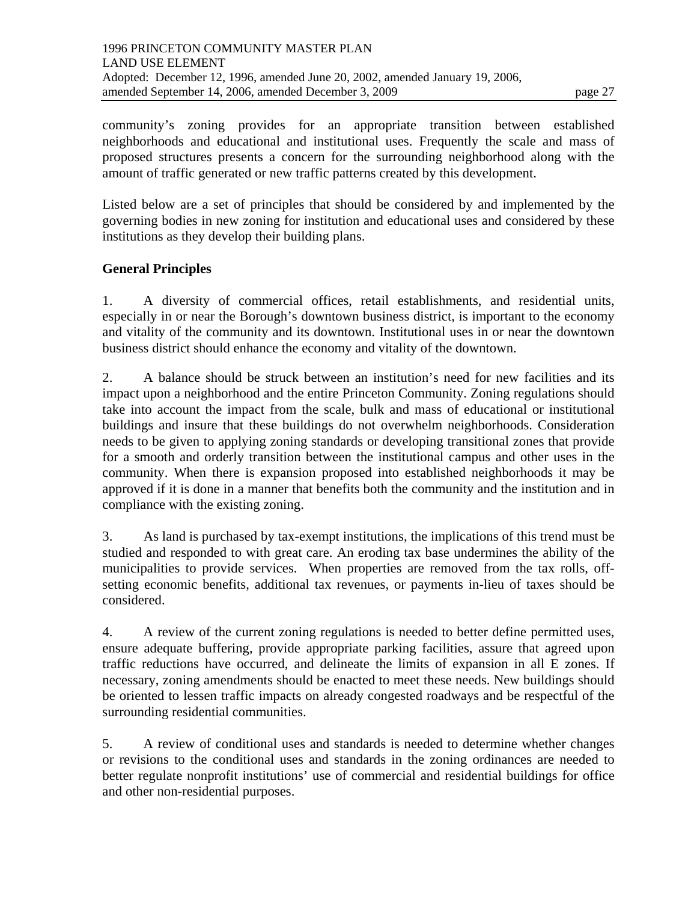community's zoning provides for an appropriate transition between established neighborhoods and educational and institutional uses. Frequently the scale and mass of proposed structures presents a concern for the surrounding neighborhood along with the amount of traffic generated or new traffic patterns created by this development.

Listed below are a set of principles that should be considered by and implemented by the governing bodies in new zoning for institution and educational uses and considered by these institutions as they develop their building plans.

**General Principles**

1. A diversity of commercial offices, retail establishments, and residential units, especially in or near the Borough's downtown business district, is important to the economy and vitality of the community and its downtown. Institutional uses in or near the downtown business district should enhance the economy and vitality of the downtown.

2. A balance should be struck between an institution's need for new facilities and its impact upon a neighborhood and the entire Princeton Community. Zoning regulations should take into account the impact from the scale, bulk and mass of educational or institutional buildings and insure that these buildings do not overwhelm neighborhoods. Consideration needs to be given to applying zoning standards or developing transitional zones that provide for a smooth and orderly transition between the institutional campus and other uses in the community. When there is expansion proposed into established neighborhoods it may be approved if it is done in a manner that benefits both the community and the institution and in compliance with the existing zoning.

3. As land is purchased by tax-exempt institutions, the implications of this trend must be studied and responded to with great care. An eroding tax base undermines the ability of the municipalities to provide services. When properties are removed from the tax rolls, off-setting economic benefits, additional tax revenues, or payments in-lieu of taxes should be considered.

4. A review of the current zoning regulations is needed to better define permitted uses, ensure adequate buffering, provide appropriate parking facilities, assure that agreed upon traffic reductions have occurred, and delineate the limits of expansion in all E zones. If necessary, zoning amendments should be enacted to meet these needs. New buildings should be oriented to lessen traffic impacts on already congested roadways and be respectful of the surrounding residential communities.

5. A review of conditional uses and standards is needed to determine whether changes or revisions to the conditional uses and standards in the zoning ordinances are needed to better regulate nonprofit institutions' use of commercial and residential buildings for office and other non-residential purposes.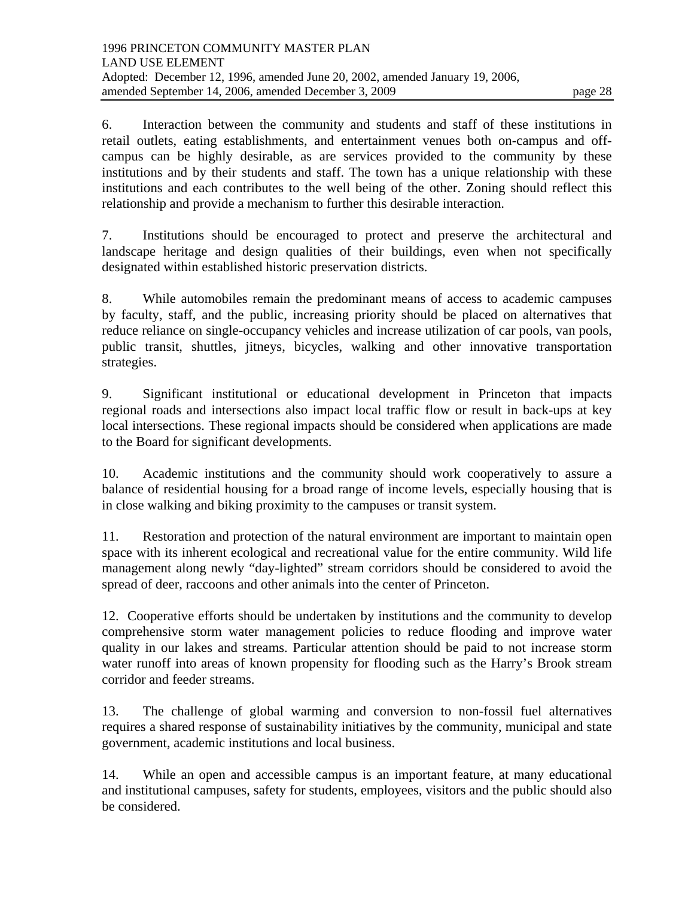6. Interaction between the community and students and staff of these institutions in retail outlets, eating establishments, and entertainment venues both on-campus and off-campus can be highly desirable, as are services provided to the community by these institutions and by their students and staff. The town has a unique relationship with these institutions and each contributes to the well being of the other. Zoning should reflect this relationship and provide a mechanism to further this desirable interaction.

7. Institutions should be encouraged to protect and preserve the architectural and landscape heritage and design qualities of their buildings, even when not specifically designated within established historic preservation districts.

8. While automobiles remain the predominant means of access to academic campuses by faculty, staff, and the public, increasing priority should be placed on alternatives that reduce reliance on single-occupancy vehicles and increase utilization of car pools, van pools, public transit, shuttles, jitneys, bicycles, walking and other innovative transportation strategies.

9. Significant institutional or educational development in Princeton that impacts regional roads and intersections also impact local traffic flow or result in back-ups at key local intersections. These regional impacts should be considered when applications are made to the Board for significant developments.

10. Academic institutions and the community should work cooperatively to assure a balance of residential housing for a broad range of income levels, especially housing that is in close walking and biking proximity to the campuses or transit system.

11. Restoration and protection of the natural environment are important to maintain open space with its inherent ecological and recreational value for the entire community. Wild life management along newly "day-lighted" stream corridors should be considered to avoid the spread of deer, raccoons and other animals into the center of Princeton.

12. Cooperative efforts should be undertaken by institutions and the community to develop comprehensive storm water management policies to reduce flooding and improve water quality in our lakes and streams. Particular attention should be paid to not increase storm water runoff into areas of known propensity for flooding such as the Harry's Brook stream corridor and feeder streams.

13. The challenge of global warming and conversion to non-fossil fuel alternatives requires a shared response of sustainability initiatives by the community, municipal and state government, academic institutions and local business.

14. While an open and accessible campus is an important feature, at many educational and institutional campuses, safety for students, employees, visitors and the public should also be considered.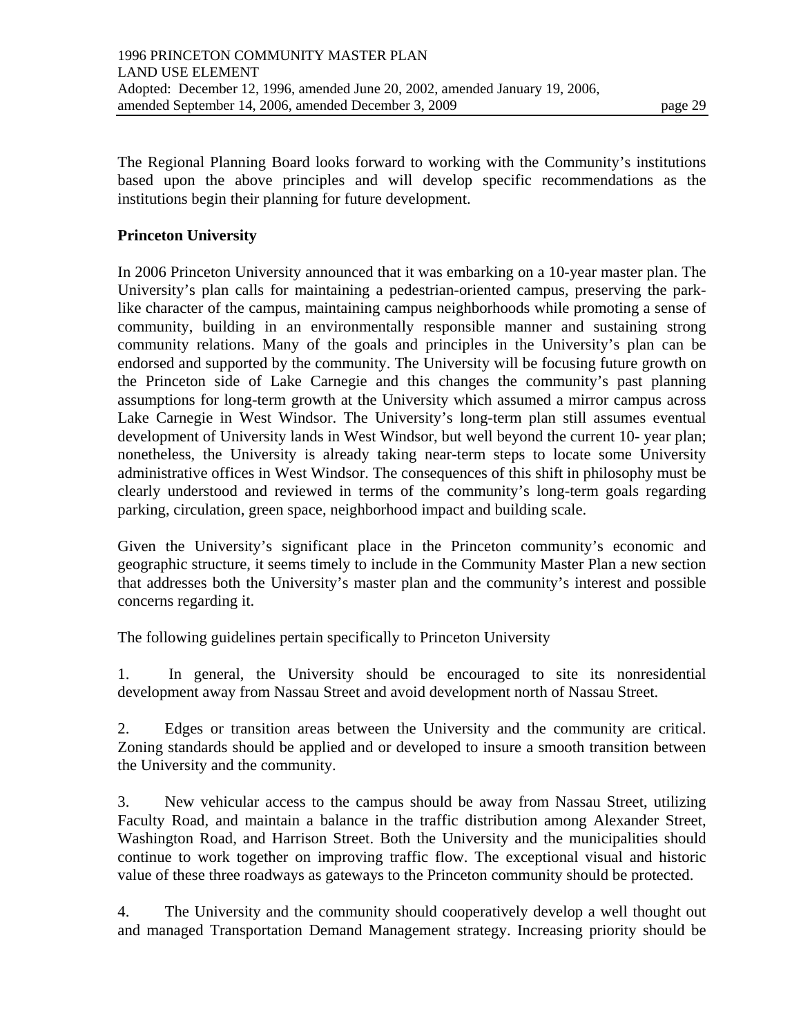The Regional Planning Board looks forward to working with the Community's institutions based upon the above principles and will develop specific recommendations as the institutions begin their planning for future development.

## Princeton University

In 2006 Princeton University announced that it was embarking on a 10-year master plan. The University's plan calls for maintaining a pedestrian-oriented campus, preserving the park-like character of the campus, maintaining campus neighborhoods while promoting a sense of community, building in an environmentally responsible manner and sustaining strong community relations. Many of the goals and principles in the University's plan can be endorsed and supported by the community. The University will be focusing future growth on the Princeton side of Lake Carnegie and this changes the community's past planning assumptions for long-term growth at the University which assumed a mirror campus across Lake Carnegie in West Windsor. The University's long-term plan still assumes eventual development of University lands in West Windsor, but well beyond the current 10- year plan; nonetheless, the University is already taking near-term steps to locate some University administrative offices in West Windsor. The consequences of this shift in philosophy must be clearly understood and reviewed in terms of the community's long-term goals regarding parking, circulation, green space, neighborhood impact and building scale.

Given the University's significant place in the Princeton community's economic and geographic structure, it seems timely to include in the Community Master Plan a new section that addresses both the University's master plan and the community's interest and possible concerns regarding it.

The following guidelines pertain specifically to Princeton University

1. In general, the University should be encouraged to site its nonresidential development away from Nassau Street and avoid development north of Nassau Street.

2. Edges or transition areas between the University and the community are critical. Zoning standards should be applied and or developed to insure a smooth transition between the University and the community.

3. New vehicular access to the campus should be away from Nassau Street, utilizing Faculty Road, and maintain a balance in the traffic distribution among Alexander Street, Washington Road, and Harrison Street. Both the University and the municipalities should continue to work together on improving traffic flow. The exceptional visual and historic value of these three roadways as gateways to the Princeton community should be protected.

4. The University and the community should cooperatively develop a well thought out and managed Transportation Demand Management strategy. Increasing priority should be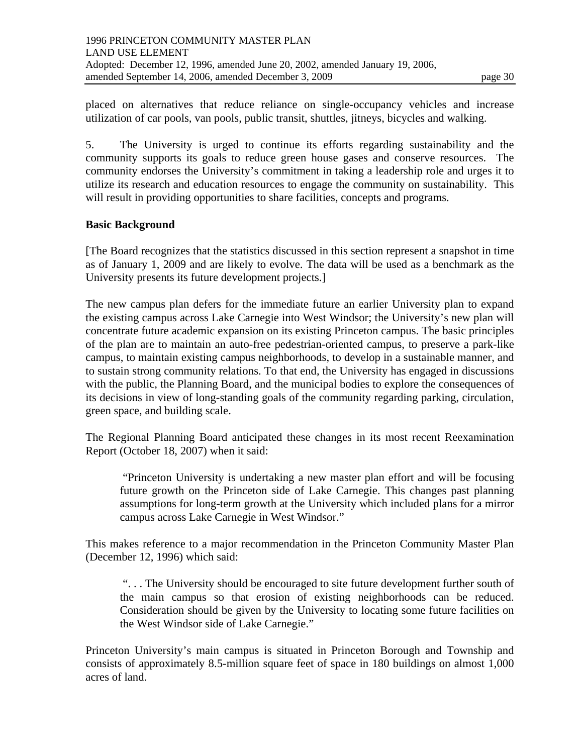placed on alternatives that reduce reliance on single-occupancy vehicles and increase utilization of car pools, van pools, public transit, shuttles, jitneys, bicycles and walking.

5. The University is urged to continue its efforts regarding sustainability and the community supports its goals to reduce green house gases and conserve resources. The community endorses the University's commitment in taking a leadership role and urges it to utilize its research and education resources to engage the community on sustainability. This will result in providing opportunities to share facilities, concepts and programs.

**Basic Background**

[The Board recognizes that the statistics discussed in this section represent a snapshot in time as of January 1, 2009 and are likely to evolve. The data will be used as a benchmark as the University presents its future development projects.]

The new campus plan defers for the immediate future an earlier University plan to expand the existing campus across Lake Carnegie into West Windsor; the University's new plan will concentrate future academic expansion on its existing Princeton campus. The basic principles of the plan are to maintain an auto-free pedestrian-oriented campus, to preserve a park-like campus, to maintain existing campus neighborhoods, to develop in a sustainable manner, and to sustain strong community relations. To that end, the University has engaged in discussions with the public, the Planning Board, and the municipal bodies to explore the consequences of its decisions in view of long-standing goals of the community regarding parking, circulation, green space, and building scale.

The Regional Planning Board anticipated these changes in its most recent Reexamination Report (October 18, 2007) when it said:

> "Princeton University is undertaking a new master plan effort and will be focusing future growth on the Princeton side of Lake Carnegie. This changes past planning assumptions for long-term growth at the University which included plans for a mirror campus across Lake Carnegie in West Windsor."

This makes reference to a major recommendation in the Princeton Community Master Plan (December 12, 1996) which said:

> ". . . The University should be encouraged to site future development further south of the main campus so that erosion of existing neighborhoods can be reduced. Consideration should be given by the University to locating some future facilities on the West Windsor side of Lake Carnegie."

Princeton University's main campus is situated in Princeton Borough and Township and consists of approximately 8.5-million square feet of space in 180 buildings on almost 1,000 acres of land.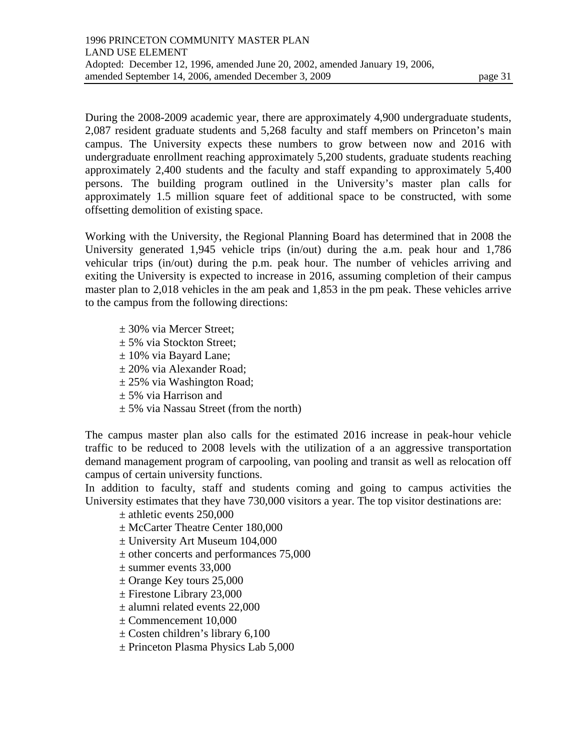During the 2008-2009 academic year, there are approximately 4,900 undergraduate students, 2,087 resident graduate students and 5,268 faculty and staff members on Princeton's main campus. The University expects these numbers to grow between now and 2016 with undergraduate enrollment reaching approximately 5,200 students, graduate students reaching approximately 2,400 students and the faculty and staff expanding to approximately 5,400 persons. The building program outlined in the University's master plan calls for approximately 1.5 million square feet of additional space to be constructed, with some offsetting demolition of existing space.

Working with the University, the Regional Planning Board has determined that in 2008 the University generated 1,945 vehicle trips (in/out) during the a.m. peak hour and 1,786 vehicular trips (in/out) during the p.m. peak hour. The number of vehicles arriving and exiting the University is expected to increase in 2016, assuming completion of their campus master plan to 2,018 vehicles in the am peak and 1,853 in the pm peak. These vehicles arrive to the campus from the following directions:

± 30% via Mercer Street;
± 5% via Stockton Street;
± 10% via Bayard Lane;
± 20% via Alexander Road;
± 25% via Washington Road;
± 5% via Harrison and
± 5% via Nassau Street (from the north)

The campus master plan also calls for the estimated 2016 increase in peak-hour vehicle traffic to be reduced to 2008 levels with the utilization of a an aggressive transportation demand management program of carpooling, van pooling and transit as well as relocation off campus of certain university functions.

In addition to faculty, staff and students coming and going to campus activities the University estimates that they have 730,000 visitors a year. The top visitor destinations are:

± athletic events 250,000
± McCarter Theatre Center 180,000
± University Art Museum 104,000
± other concerts and performances 75,000
± summer events 33,000
± Orange Key tours 25,000
± Firestone Library 23,000
± alumni related events 22,000
± Commencement 10,000
± Costen children's library 6,100
± Princeton Plasma Physics Lab 5,000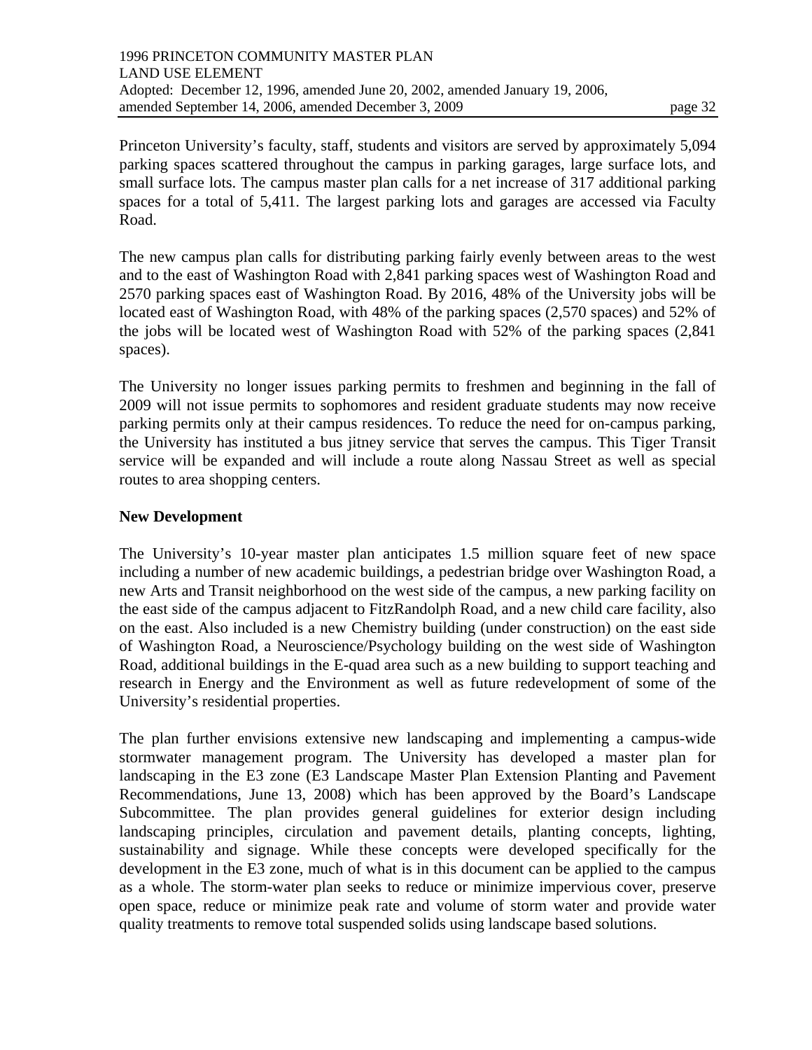Princeton University's faculty, staff, students and visitors are served by approximately 5,094 parking spaces scattered throughout the campus in parking garages, large surface lots, and small surface lots. The campus master plan calls for a net increase of 317 additional parking spaces for a total of 5,411. The largest parking lots and garages are accessed via Faculty Road.

The new campus plan calls for distributing parking fairly evenly between areas to the west and to the east of Washington Road with 2,841 parking spaces west of Washington Road and 2570 parking spaces east of Washington Road. By 2016, 48% of the University jobs will be located east of Washington Road, with 48% of the parking spaces (2,570 spaces) and 52% of the jobs will be located west of Washington Road with 52% of the parking spaces (2,841 spaces).

The University no longer issues parking permits to freshmen and beginning in the fall of 2009 will not issue permits to sophomores and resident graduate students may now receive parking permits only at their campus residences. To reduce the need for on-campus parking, the University has instituted a bus jitney service that serves the campus. This Tiger Transit service will be expanded and will include a route along Nassau Street as well as special routes to area shopping centers.

**New Development**

The University's 10-year master plan anticipates 1.5 million square feet of new space including a number of new academic buildings, a pedestrian bridge over Washington Road, a new Arts and Transit neighborhood on the west side of the campus, a new parking facility on the east side of the campus adjacent to FitzRandolph Road, and a new child care facility, also on the east. Also included is a new Chemistry building (under construction) on the east side of Washington Road, a Neuroscience/Psychology building on the west side of Washington Road, additional buildings in the E-quad area such as a new building to support teaching and research in Energy and the Environment as well as future redevelopment of some of the University's residential properties.

The plan further envisions extensive new landscaping and implementing a campus-wide stormwater management program. The University has developed a master plan for landscaping in the E3 zone (E3 Landscape Master Plan Extension Planting and Pavement Recommendations, June 13, 2008) which has been approved by the Board's Landscape Subcommittee. The plan provides general guidelines for exterior design including landscaping principles, circulation and pavement details, planting concepts, lighting, sustainability and signage. While these concepts were developed specifically for the development in the E3 zone, much of what is in this document can be applied to the campus as a whole. The storm-water plan seeks to reduce or minimize impervious cover, preserve open space, reduce or minimize peak rate and volume of storm water and provide water quality treatments to remove total suspended solids using landscape based solutions.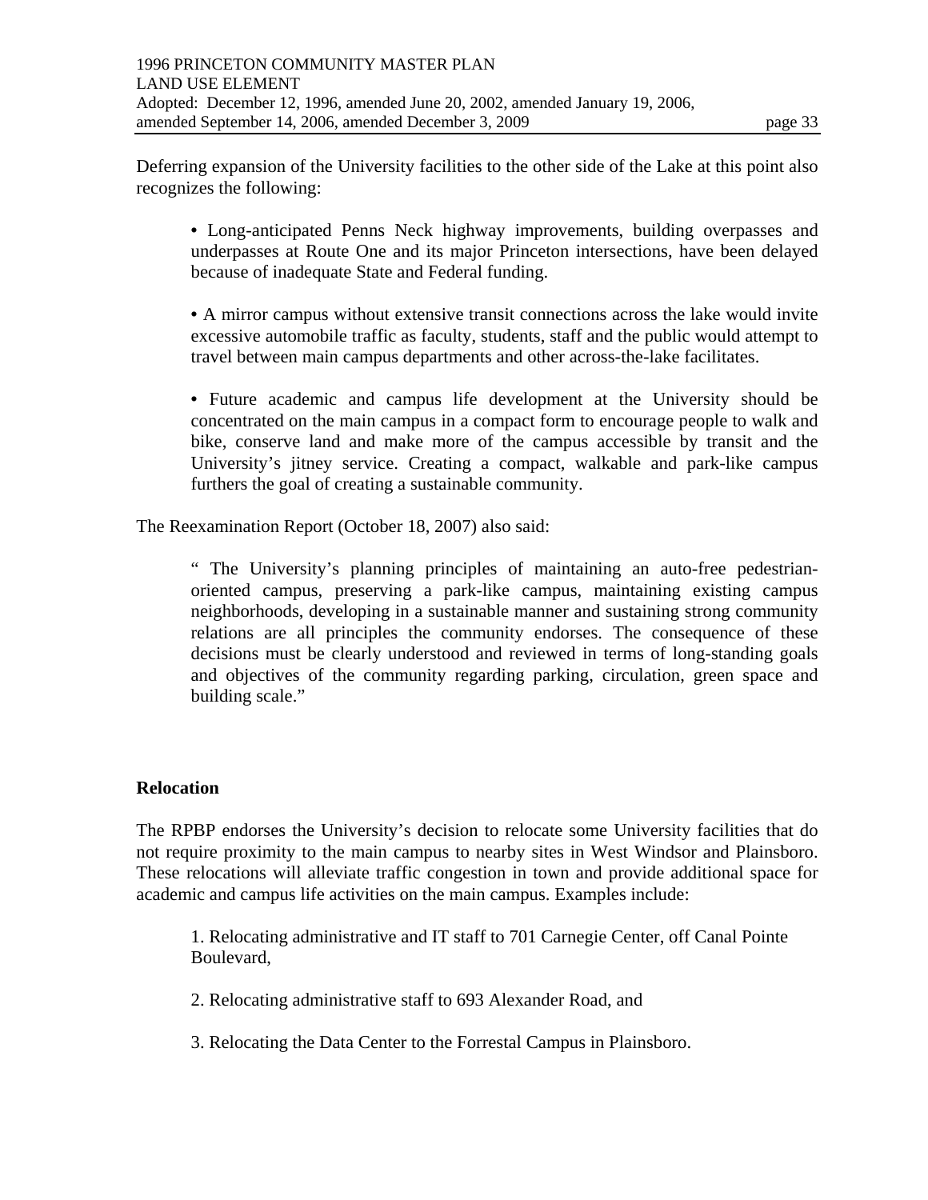Deferring expansion of the University facilities to the other side of the Lake at this point also recognizes the following:

- Long-anticipated Penns Neck highway improvements, building overpasses and underpasses at Route One and its major Princeton intersections, have been delayed because of inadequate State and Federal funding.

- A mirror campus without extensive transit connections across the lake would invite excessive automobile traffic as faculty, students, staff and the public would attempt to travel between main campus departments and other across-the-lake facilitates.

- Future academic and campus life development at the University should be concentrated on the main campus in a compact form to encourage people to walk and bike, conserve land and make more of the campus accessible by transit and the University's jitney service. Creating a compact, walkable and park-like campus furthers the goal of creating a sustainable community.

The Reexamination Report (October 18, 2007) also said:

> " The University's planning principles of maintaining an auto-free pedestrian-oriented campus, preserving a park-like campus, maintaining existing campus neighborhoods, developing in a sustainable manner and sustaining strong community relations are all principles the community endorses. The consequence of these decisions must be clearly understood and reviewed in terms of long-standing goals and objectives of the community regarding parking, circulation, green space and building scale."

**Relocation**

The RPBP endorses the University's decision to relocate some University facilities that do not require proximity to the main campus to nearby sites in West Windsor and Plainsboro. These relocations will alleviate traffic congestion in town and provide additional space for academic and campus life activities on the main campus. Examples include:

1. Relocating administrative and IT staff to 701 Carnegie Center, off Canal Pointe Boulevard,

2. Relocating administrative staff to 693 Alexander Road, and

3. Relocating the Data Center to the Forrestal Campus in Plainsboro.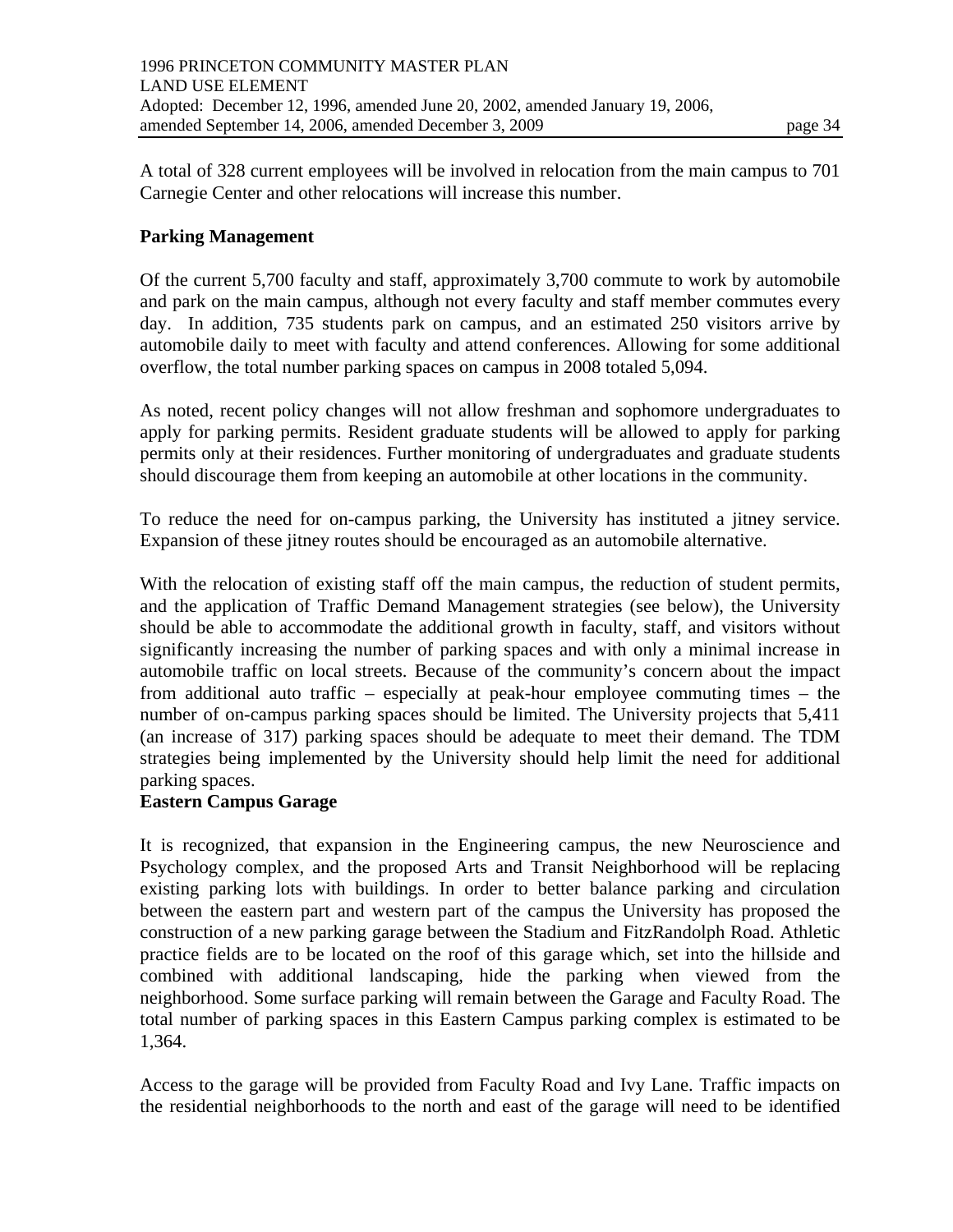A total of 328 current employees will be involved in relocation from the main campus to 701 Carnegie Center and other relocations will increase this number.

**Parking Management**

Of the current 5,700 faculty and staff, approximately 3,700 commute to work by automobile and park on the main campus, although not every faculty and staff member commutes every day. In addition, 735 students park on campus, and an estimated 250 visitors arrive by automobile daily to meet with faculty and attend conferences. Allowing for some additional overflow, the total number parking spaces on campus in 2008 totaled 5,094.

As noted, recent policy changes will not allow freshman and sophomore undergraduates to apply for parking permits. Resident graduate students will be allowed to apply for parking permits only at their residences. Further monitoring of undergraduates and graduate students should discourage them from keeping an automobile at other locations in the community.

To reduce the need for on-campus parking, the University has instituted a jitney service. Expansion of these jitney routes should be encouraged as an automobile alternative.

With the relocation of existing staff off the main campus, the reduction of student permits, and the application of Traffic Demand Management strategies (see below), the University should be able to accommodate the additional growth in faculty, staff, and visitors without significantly increasing the number of parking spaces and with only a minimal increase in automobile traffic on local streets. Because of the community's concern about the impact from additional auto traffic – especially at peak-hour employee commuting times – the number of on-campus parking spaces should be limited. The University projects that 5,411 (an increase of 317) parking spaces should be adequate to meet their demand. The TDM strategies being implemented by the University should help limit the need for additional parking spaces.

**Eastern Campus Garage**

It is recognized, that expansion in the Engineering campus, the new Neuroscience and Psychology complex, and the proposed Arts and Transit Neighborhood will be replacing existing parking lots with buildings. In order to better balance parking and circulation between the eastern part and western part of the campus the University has proposed the construction of a new parking garage between the Stadium and FitzRandolph Road. Athletic practice fields are to be located on the roof of this garage which, set into the hillside and combined with additional landscaping, hide the parking when viewed from the neighborhood. Some surface parking will remain between the Garage and Faculty Road. The total number of parking spaces in this Eastern Campus parking complex is estimated to be 1,364.

Access to the garage will be provided from Faculty Road and Ivy Lane. Traffic impacts on the residential neighborhoods to the north and east of the garage will need to be identified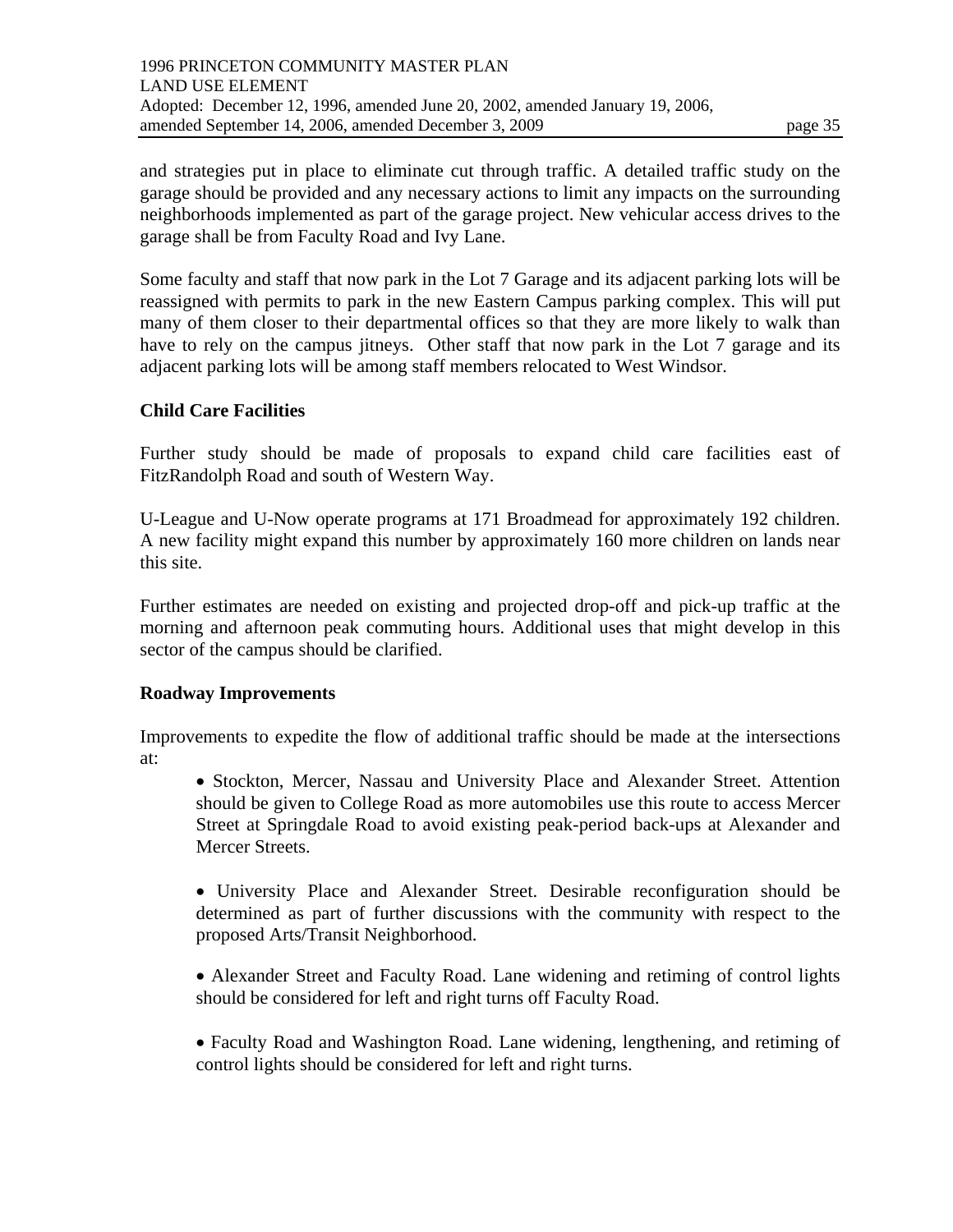and strategies put in place to eliminate cut through traffic. A detailed traffic study on the garage should be provided and any necessary actions to limit any impacts on the surrounding neighborhoods implemented as part of the garage project. New vehicular access drives to the garage shall be from Faculty Road and Ivy Lane.

Some faculty and staff that now park in the Lot 7 Garage and its adjacent parking lots will be reassigned with permits to park in the new Eastern Campus parking complex. This will put many of them closer to their departmental offices so that they are more likely to walk than have to rely on the campus jitneys. Other staff that now park in the Lot 7 garage and its adjacent parking lots will be among staff members relocated to West Windsor.

**Child Care Facilities**

Further study should be made of proposals to expand child care facilities east of FitzRandolph Road and south of Western Way.

U-League and U-Now operate programs at 171 Broadmead for approximately 192 children. A new facility might expand this number by approximately 160 more children on lands near this site.

Further estimates are needed on existing and projected drop-off and pick-up traffic at the morning and afternoon peak commuting hours. Additional uses that might develop in this sector of the campus should be clarified.

**Roadway Improvements**

Improvements to expedite the flow of additional traffic should be made at the intersections at:

- Stockton, Mercer, Nassau and University Place and Alexander Street. Attention should be given to College Road as more automobiles use this route to access Mercer Street at Springdale Road to avoid existing peak-period back-ups at Alexander and Mercer Streets.

- University Place and Alexander Street. Desirable reconfiguration should be determined as part of further discussions with the community with respect to the proposed Arts/Transit Neighborhood.

- Alexander Street and Faculty Road. Lane widening and retiming of control lights should be considered for left and right turns off Faculty Road.

- Faculty Road and Washington Road. Lane widening, lengthening, and retiming of control lights should be considered for left and right turns.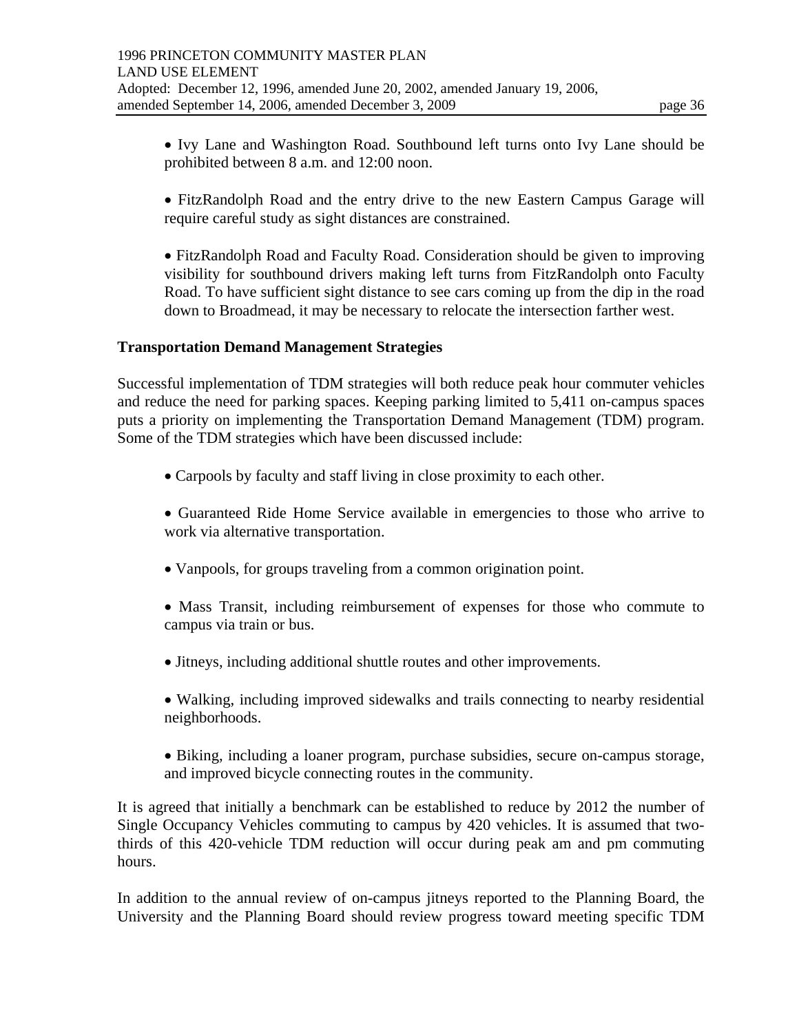- Ivy Lane and Washington Road. Southbound left turns onto Ivy Lane should be prohibited between 8 a.m. and 12:00 noon.

- FitzRandolph Road and the entry drive to the new Eastern Campus Garage will require careful study as sight distances are constrained.

- FitzRandolph Road and Faculty Road. Consideration should be given to improving visibility for southbound drivers making left turns from FitzRandolph onto Faculty Road. To have sufficient sight distance to see cars coming up from the dip in the road down to Broadmead, it may be necessary to relocate the intersection farther west.

**Transportation Demand Management Strategies**

Successful implementation of TDM strategies will both reduce peak hour commuter vehicles and reduce the need for parking spaces. Keeping parking limited to 5,411 on-campus spaces puts a priority on implementing the Transportation Demand Management (TDM) program. Some of the TDM strategies which have been discussed include:

- Carpools by faculty and staff living in close proximity to each other.

- Guaranteed Ride Home Service available in emergencies to those who arrive to work via alternative transportation.

- Vanpools, for groups traveling from a common origination point.

- Mass Transit, including reimbursement of expenses for those who commute to campus via train or bus.

- Jitneys, including additional shuttle routes and other improvements.

- Walking, including improved sidewalks and trails connecting to nearby residential neighborhoods.

- Biking, including a loaner program, purchase subsidies, secure on-campus storage, and improved bicycle connecting routes in the community.

It is agreed that initially a benchmark can be established to reduce by 2012 the number of Single Occupancy Vehicles commuting to campus by 420 vehicles. It is assumed that two-thirds of this 420-vehicle TDM reduction will occur during peak am and pm commuting hours.

In addition to the annual review of on-campus jitneys reported to the Planning Board, the University and the Planning Board should review progress toward meeting specific TDM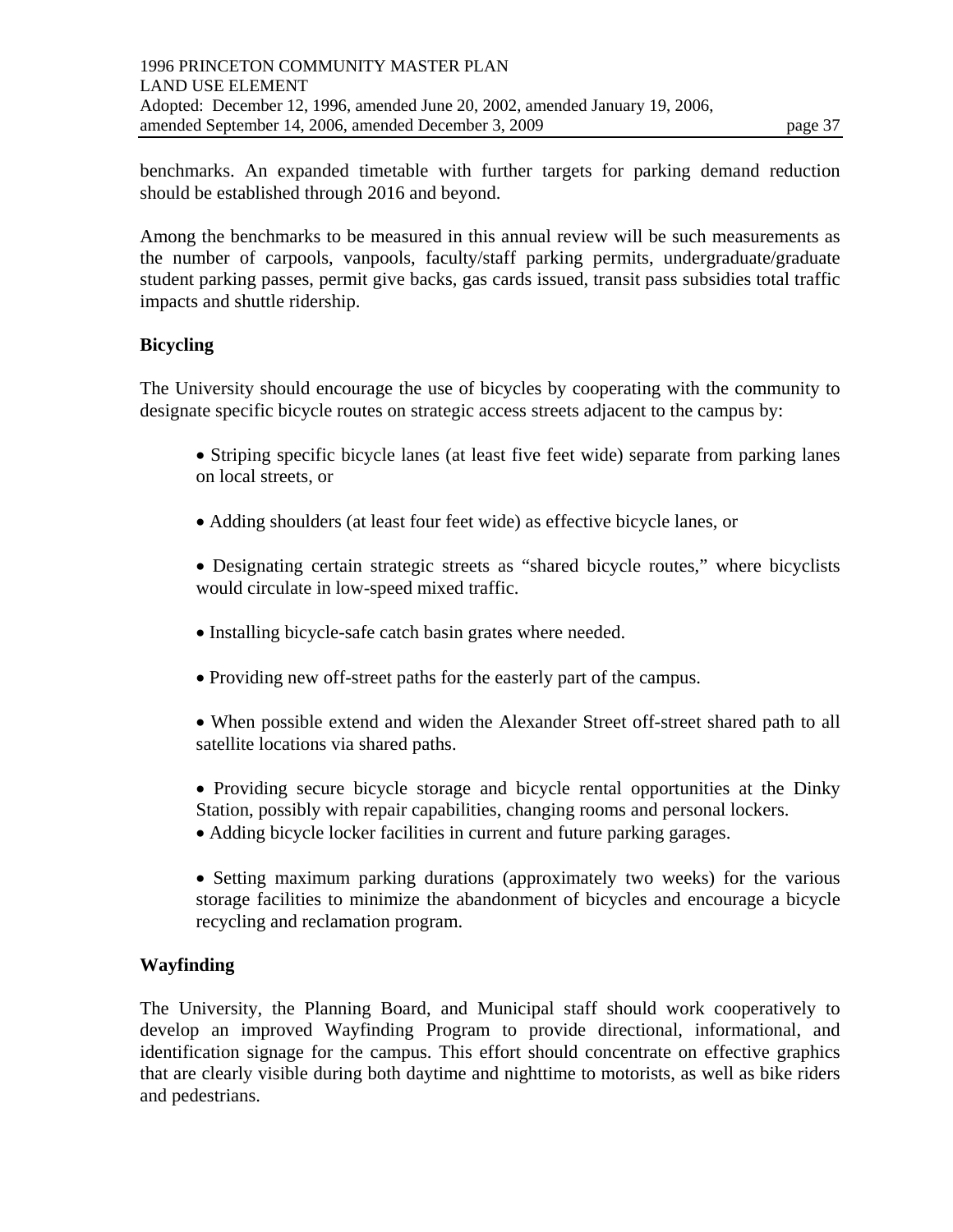benchmarks. An expanded timetable with further targets for parking demand reduction should be established through 2016 and beyond.

Among the benchmarks to be measured in this annual review will be such measurements as the number of carpools, vanpools, faculty/staff parking permits, undergraduate/graduate student parking passes, permit give backs, gas cards issued, transit pass subsidies total traffic impacts and shuttle ridership.

**Bicycling**

The University should encourage the use of bicycles by cooperating with the community to designate specific bicycle routes on strategic access streets adjacent to the campus by:

- Striping specific bicycle lanes (at least five feet wide) separate from parking lanes on local streets, or
- Adding shoulders (at least four feet wide) as effective bicycle lanes, or
- Designating certain strategic streets as "shared bicycle routes," where bicyclists would circulate in low-speed mixed traffic.
- Installing bicycle-safe catch basin grates where needed.
- Providing new off-street paths for the easterly part of the campus.
- When possible extend and widen the Alexander Street off-street shared path to all satellite locations via shared paths.
- Providing secure bicycle storage and bicycle rental opportunities at the Dinky Station, possibly with repair capabilities, changing rooms and personal lockers.
- Adding bicycle locker facilities in current and future parking garages.
- Setting maximum parking durations (approximately two weeks) for the various storage facilities to minimize the abandonment of bicycles and encourage a bicycle recycling and reclamation program.

**Wayfinding**

The University, the Planning Board, and Municipal staff should work cooperatively to develop an improved Wayfinding Program to provide directional, informational, and identification signage for the campus. This effort should concentrate on effective graphics that are clearly visible during both daytime and nighttime to motorists, as well as bike riders and pedestrians.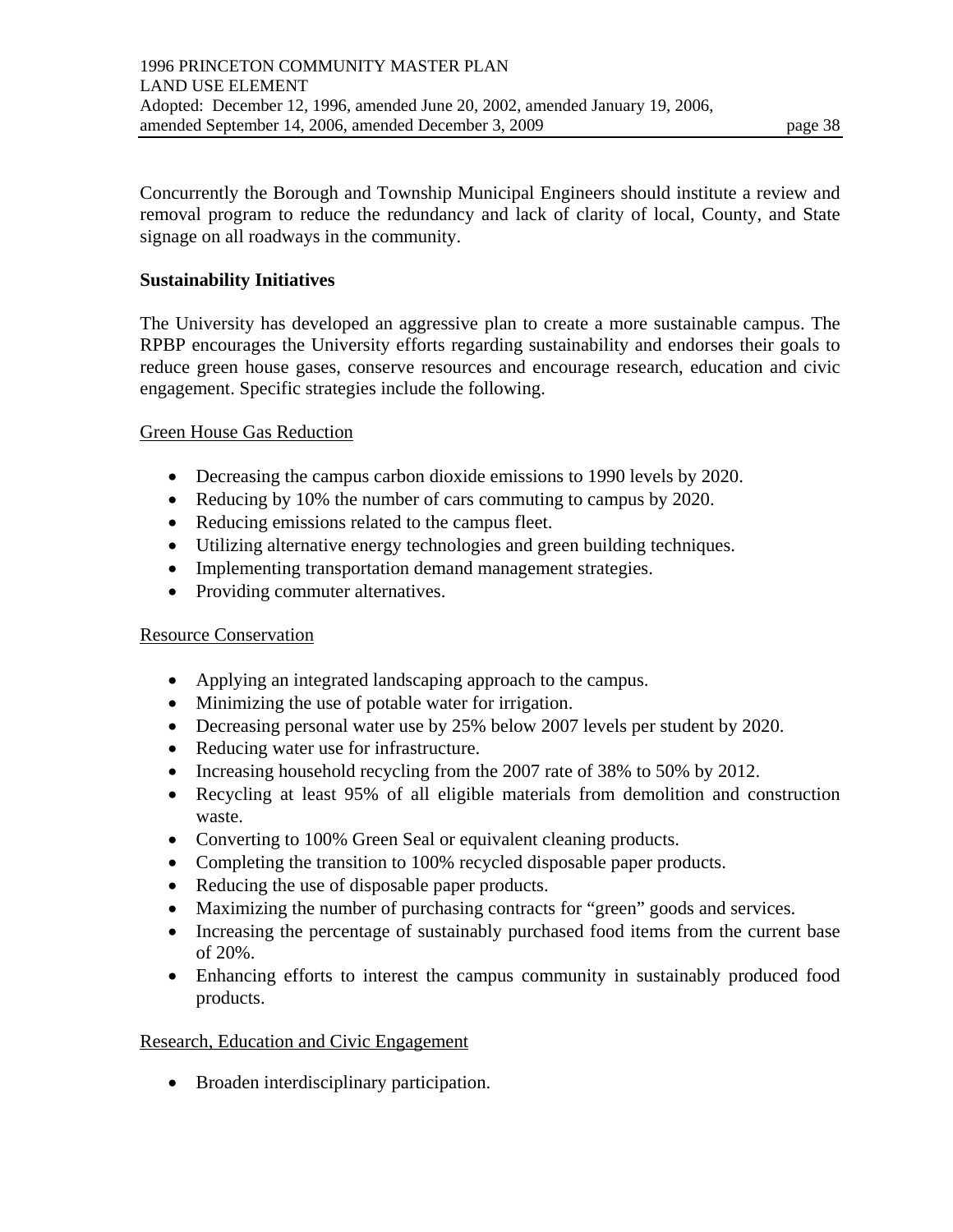Concurrently the Borough and Township Municipal Engineers should institute a review and removal program to reduce the redundancy and lack of clarity of local, County, and State signage on all roadways in the community.

**Sustainability Initiatives**

The University has developed an aggressive plan to create a more sustainable campus. The RPBP encourages the University efforts regarding sustainability and endorses their goals to reduce green house gases, conserve resources and encourage research, education and civic engagement. Specific strategies include the following.

<u>Green House Gas Reduction</u>

- Decreasing the campus carbon dioxide emissions to 1990 levels by 2020.
- Reducing by 10% the number of cars commuting to campus by 2020.
- Reducing emissions related to the campus fleet.
- Utilizing alternative energy technologies and green building techniques.
- Implementing transportation demand management strategies.
- Providing commuter alternatives.

<u>Resource Conservation</u>

- Applying an integrated landscaping approach to the campus.
- Minimizing the use of potable water for irrigation.
- Decreasing personal water use by 25% below 2007 levels per student by 2020.
- Reducing water use for infrastructure.
- Increasing household recycling from the 2007 rate of 38% to 50% by 2012.
- Recycling at least 95% of all eligible materials from demolition and construction waste.
- Converting to 100% Green Seal or equivalent cleaning products.
- Completing the transition to 100% recycled disposable paper products.
- Reducing the use of disposable paper products.
- Maximizing the number of purchasing contracts for "green" goods and services.
- Increasing the percentage of sustainably purchased food items from the current base of 20%.
- Enhancing efforts to interest the campus community in sustainably produced food products.

<u>Research, Education and Civic Engagement</u>

- Broaden interdisciplinary participation.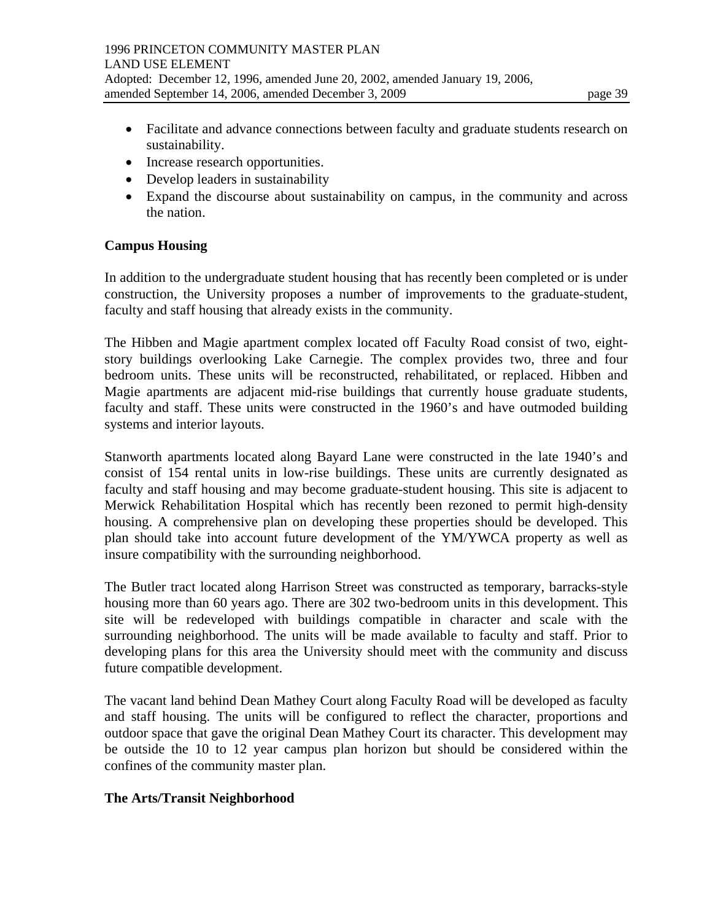- Facilitate and advance connections between faculty and graduate students research on sustainability.
- Increase research opportunities.
- Develop leaders in sustainability
- Expand the discourse about sustainability on campus, in the community and across the nation.

**Campus Housing**

In addition to the undergraduate student housing that has recently been completed or is under construction, the University proposes a number of improvements to the graduate-student, faculty and staff housing that already exists in the community.

The Hibben and Magie apartment complex located off Faculty Road consist of two, eight-story buildings overlooking Lake Carnegie. The complex provides two, three and four bedroom units. These units will be reconstructed, rehabilitated, or replaced. Hibben and Magie apartments are adjacent mid-rise buildings that currently house graduate students, faculty and staff. These units were constructed in the 1960's and have outmoded building systems and interior layouts.

Stanworth apartments located along Bayard Lane were constructed in the late 1940's and consist of 154 rental units in low-rise buildings. These units are currently designated as faculty and staff housing and may become graduate-student housing. This site is adjacent to Merwick Rehabilitation Hospital which has recently been rezoned to permit high-density housing. A comprehensive plan on developing these properties should be developed. This plan should take into account future development of the YM/YWCA property as well as insure compatibility with the surrounding neighborhood.

The Butler tract located along Harrison Street was constructed as temporary, barracks-style housing more than 60 years ago. There are 302 two-bedroom units in this development. This site will be redeveloped with buildings compatible in character and scale with the surrounding neighborhood. The units will be made available to faculty and staff. Prior to developing plans for this area the University should meet with the community and discuss future compatible development.

The vacant land behind Dean Mathey Court along Faculty Road will be developed as faculty and staff housing. The units will be configured to reflect the character, proportions and outdoor space that gave the original Dean Mathey Court its character. This development may be outside the 10 to 12 year campus plan horizon but should be considered within the confines of the community master plan.

**The Arts/Transit Neighborhood**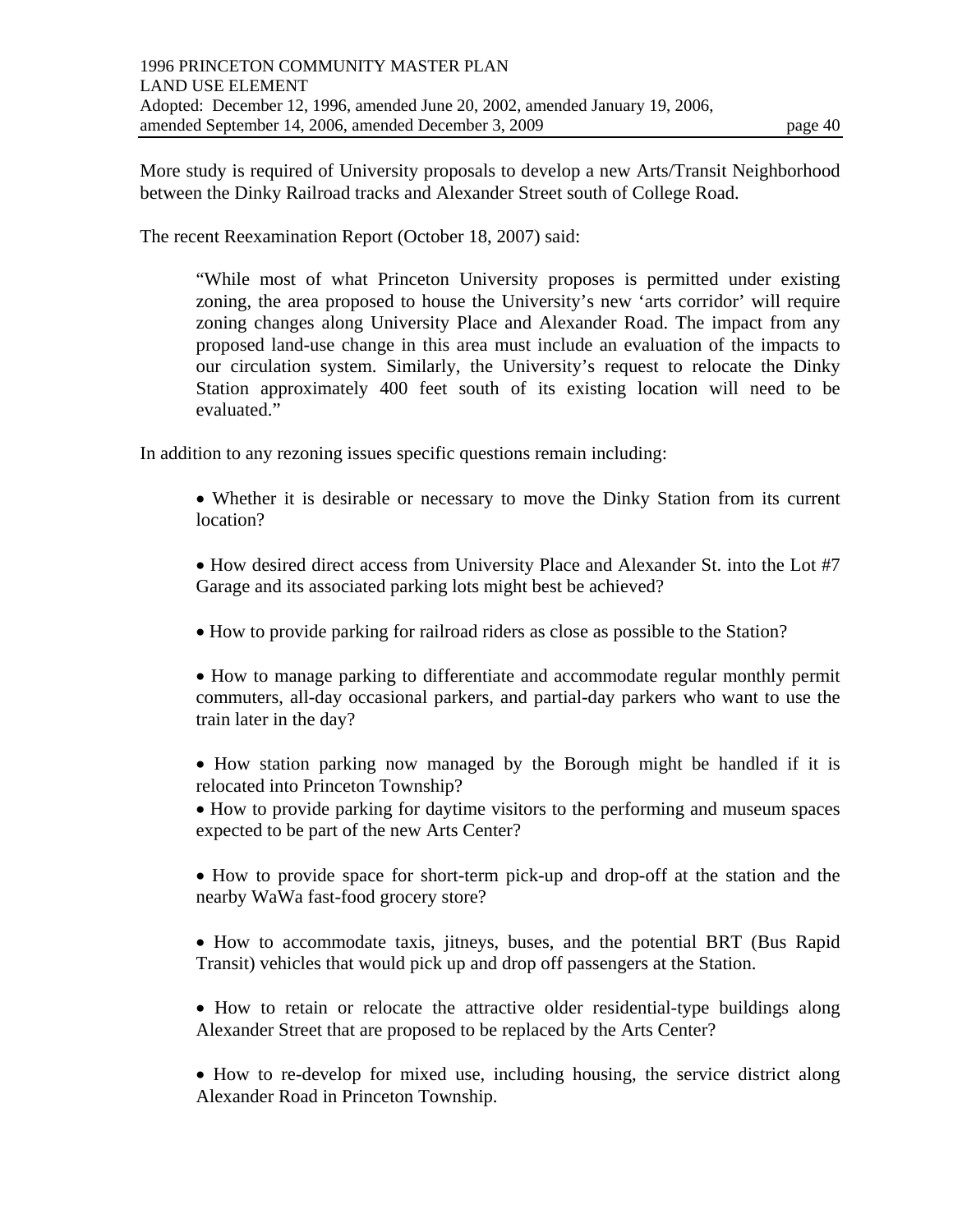More study is required of University proposals to develop a new Arts/Transit Neighborhood between the Dinky Railroad tracks and Alexander Street south of College Road.

The recent Reexamination Report (October 18, 2007) said:

> "While most of what Princeton University proposes is permitted under existing zoning, the area proposed to house the University's new 'arts corridor' will require zoning changes along University Place and Alexander Road. The impact from any proposed land-use change in this area must include an evaluation of the impacts to our circulation system. Similarly, the University's request to relocate the Dinky Station approximately 400 feet south of its existing location will need to be evaluated."

In addition to any rezoning issues specific questions remain including:

- Whether it is desirable or necessary to move the Dinky Station from its current location?
- How desired direct access from University Place and Alexander St. into the Lot #7 Garage and its associated parking lots might best be achieved?
- How to provide parking for railroad riders as close as possible to the Station?
- How to manage parking to differentiate and accommodate regular monthly permit commuters, all-day occasional parkers, and partial-day parkers who want to use the train later in the day?
- How station parking now managed by the Borough might be handled if it is relocated into Princeton Township?
- How to provide parking for daytime visitors to the performing and museum spaces expected to be part of the new Arts Center?
- How to provide space for short-term pick-up and drop-off at the station and the nearby WaWa fast-food grocery store?
- How to accommodate taxis, jitneys, buses, and the potential BRT (Bus Rapid Transit) vehicles that would pick up and drop off passengers at the Station.
- How to retain or relocate the attractive older residential-type buildings along Alexander Street that are proposed to be replaced by the Arts Center?
- How to re-develop for mixed use, including housing, the service district along Alexander Road in Princeton Township.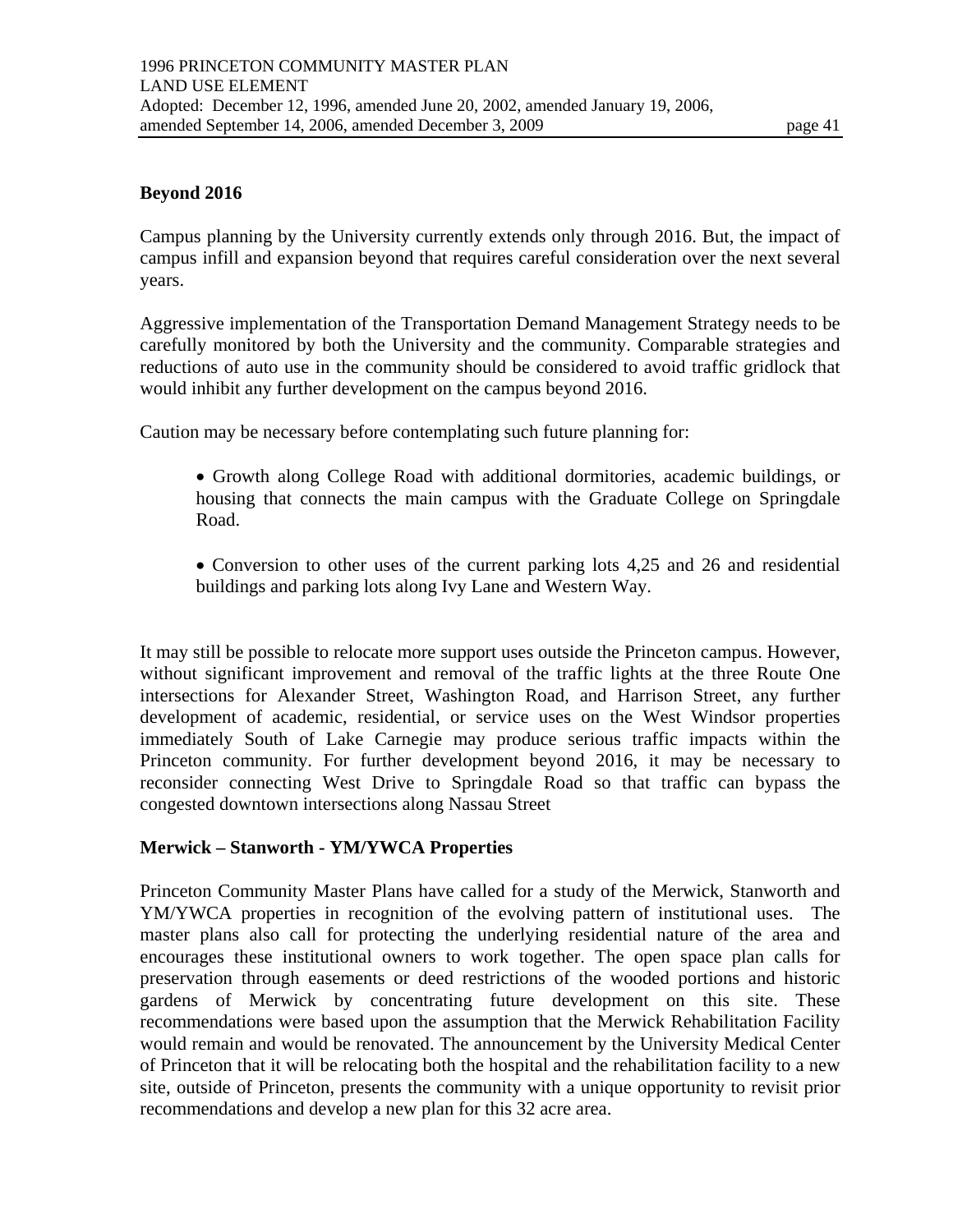**Beyond 2016**

Campus planning by the University currently extends only through 2016. But, the impact of campus infill and expansion beyond that requires careful consideration over the next several years.

Aggressive implementation of the Transportation Demand Management Strategy needs to be carefully monitored by both the University and the community. Comparable strategies and reductions of auto use in the community should be considered to avoid traffic gridlock that would inhibit any further development on the campus beyond 2016.

Caution may be necessary before contemplating such future planning for:

- Growth along College Road with additional dormitories, academic buildings, or housing that connects the main campus with the Graduate College on Springdale Road.
- Conversion to other uses of the current parking lots 4,25 and 26 and residential buildings and parking lots along Ivy Lane and Western Way.

It may still be possible to relocate more support uses outside the Princeton campus. However, without significant improvement and removal of the traffic lights at the three Route One intersections for Alexander Street, Washington Road, and Harrison Street, any further development of academic, residential, or service uses on the West Windsor properties immediately South of Lake Carnegie may produce serious traffic impacts within the Princeton community. For further development beyond 2016, it may be necessary to reconsider connecting West Drive to Springdale Road so that traffic can bypass the congested downtown intersections along Nassau Street

**Merwick – Stanworth - YM/YWCA Properties**

Princeton Community Master Plans have called for a study of the Merwick, Stanworth and YM/YWCA properties in recognition of the evolving pattern of institutional uses. The master plans also call for protecting the underlying residential nature of the area and encourages these institutional owners to work together. The open space plan calls for preservation through easements or deed restrictions of the wooded portions and historic gardens of Merwick by concentrating future development on this site. These recommendations were based upon the assumption that the Merwick Rehabilitation Facility would remain and would be renovated. The announcement by the University Medical Center of Princeton that it will be relocating both the hospital and the rehabilitation facility to a new site, outside of Princeton, presents the community with a unique opportunity to revisit prior recommendations and develop a new plan for this 32 acre area.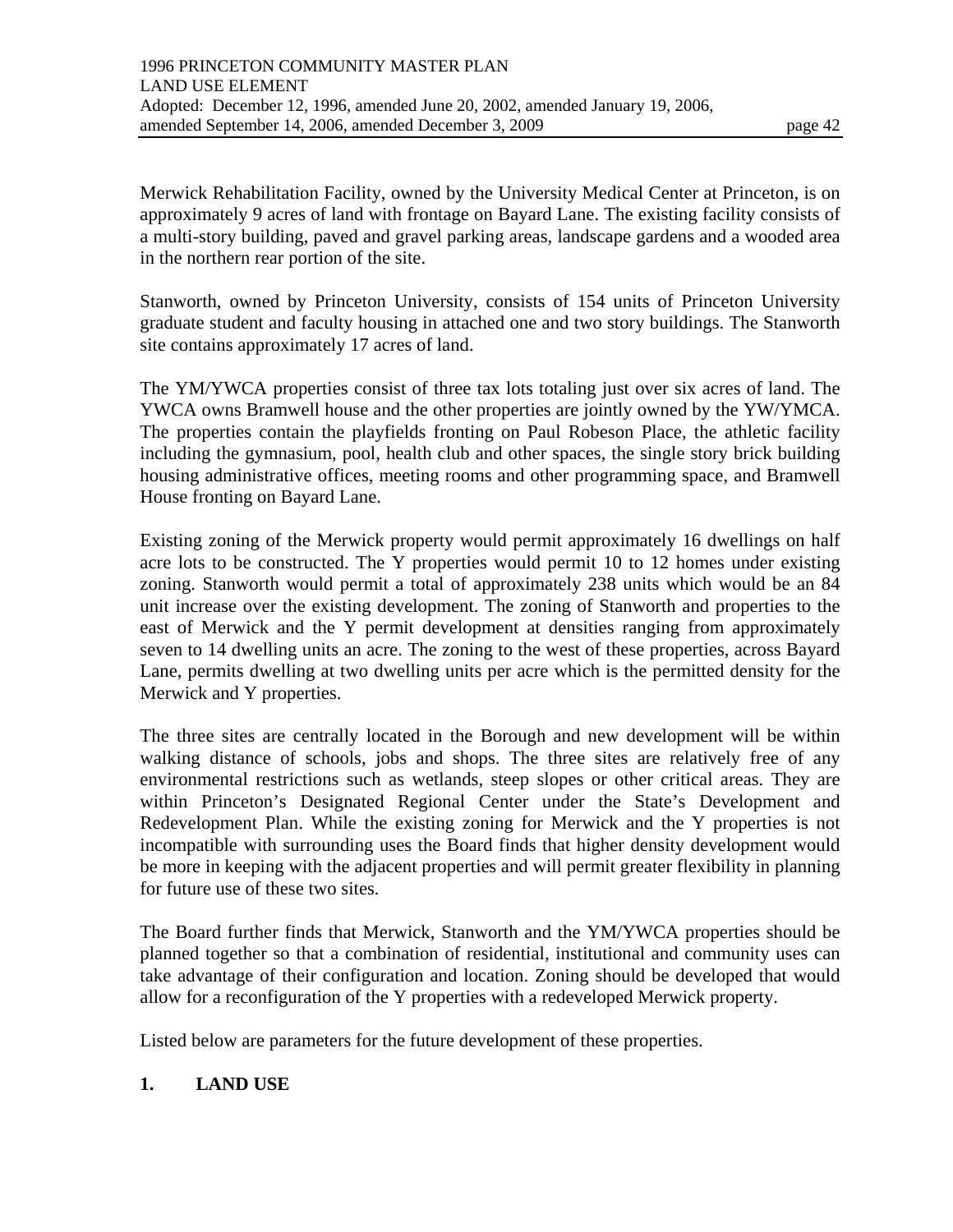Merwick Rehabilitation Facility, owned by the University Medical Center at Princeton, is on approximately 9 acres of land with frontage on Bayard Lane. The existing facility consists of a multi-story building, paved and gravel parking areas, landscape gardens and a wooded area in the northern rear portion of the site.

Stanworth, owned by Princeton University, consists of 154 units of Princeton University graduate student and faculty housing in attached one and two story buildings. The Stanworth site contains approximately 17 acres of land.

The YM/YWCA properties consist of three tax lots totaling just over six acres of land. The YWCA owns Bramwell house and the other properties are jointly owned by the YW/YMCA. The properties contain the playfields fronting on Paul Robeson Place, the athletic facility including the gymnasium, pool, health club and other spaces, the single story brick building housing administrative offices, meeting rooms and other programming space, and Bramwell House fronting on Bayard Lane.

Existing zoning of the Merwick property would permit approximately 16 dwellings on half acre lots to be constructed. The Y properties would permit 10 to 12 homes under existing zoning. Stanworth would permit a total of approximately 238 units which would be an 84 unit increase over the existing development. The zoning of Stanworth and properties to the east of Merwick and the Y permit development at densities ranging from approximately seven to 14 dwelling units an acre. The zoning to the west of these properties, across Bayard Lane, permits dwelling at two dwelling units per acre which is the permitted density for the Merwick and Y properties.

The three sites are centrally located in the Borough and new development will be within walking distance of schools, jobs and shops. The three sites are relatively free of any environmental restrictions such as wetlands, steep slopes or other critical areas. They are within Princeton's Designated Regional Center under the State's Development and Redevelopment Plan. While the existing zoning for Merwick and the Y properties is not incompatible with surrounding uses the Board finds that higher density development would be more in keeping with the adjacent properties and will permit greater flexibility in planning for future use of these two sites.

The Board further finds that Merwick, Stanworth and the YM/YWCA properties should be planned together so that a combination of residential, institutional and community uses can take advantage of their configuration and location. Zoning should be developed that would allow for a reconfiguration of the Y properties with a redeveloped Merwick property.

Listed below are parameters for the future development of these properties.

**1. LAND USE**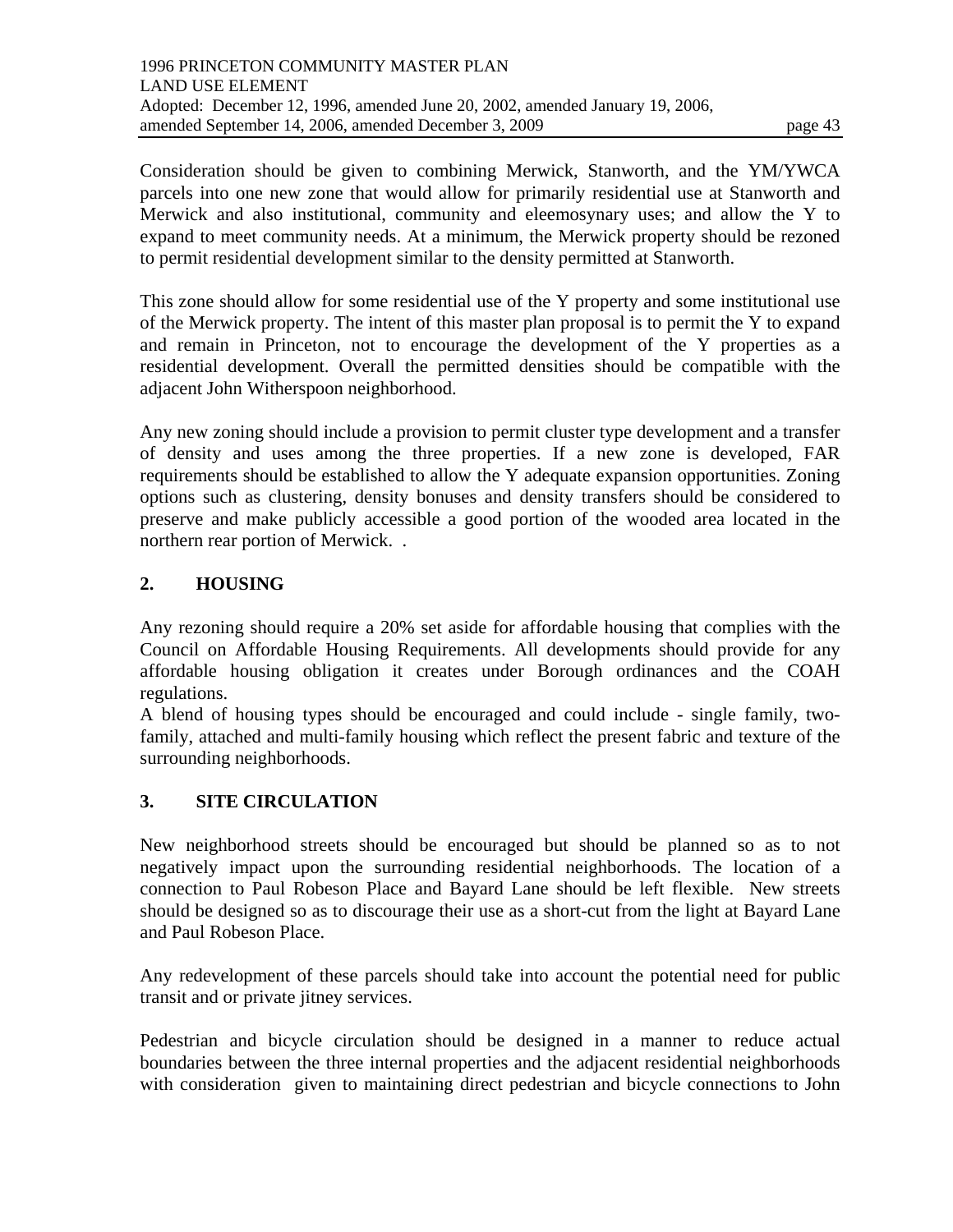Consideration should be given to combining Merwick, Stanworth, and the YM/YWCA parcels into one new zone that would allow for primarily residential use at Stanworth and Merwick and also institutional, community and eleemosynary uses; and allow the Y to expand to meet community needs. At a minimum, the Merwick property should be rezoned to permit residential development similar to the density permitted at Stanworth.

This zone should allow for some residential use of the Y property and some institutional use of the Merwick property. The intent of this master plan proposal is to permit the Y to expand and remain in Princeton, not to encourage the development of the Y properties as a residential development. Overall the permitted densities should be compatible with the adjacent John Witherspoon neighborhood.

Any new zoning should include a provision to permit cluster type development and a transfer of density and uses among the three properties. If a new zone is developed, FAR requirements should be established to allow the Y adequate expansion opportunities. Zoning options such as clustering, density bonuses and density transfers should be considered to preserve and make publicly accessible a good portion of the wooded area located in the northern rear portion of Merwick. .

## 2. HOUSING

Any rezoning should require a 20% set aside for affordable housing that complies with the Council on Affordable Housing Requirements. All developments should provide for any affordable housing obligation it creates under Borough ordinances and the COAH regulations.

A blend of housing types should be encouraged and could include - single family, two-family, attached and multi-family housing which reflect the present fabric and texture of the surrounding neighborhoods.

## 3. SITE CIRCULATION

New neighborhood streets should be encouraged but should be planned so as to not negatively impact upon the surrounding residential neighborhoods. The location of a connection to Paul Robeson Place and Bayard Lane should be left flexible. New streets should be designed so as to discourage their use as a short-cut from the light at Bayard Lane and Paul Robeson Place.

Any redevelopment of these parcels should take into account the potential need for public transit and or private jitney services.

Pedestrian and bicycle circulation should be designed in a manner to reduce actual boundaries between the three internal properties and the adjacent residential neighborhoods with consideration given to maintaining direct pedestrian and bicycle connections to John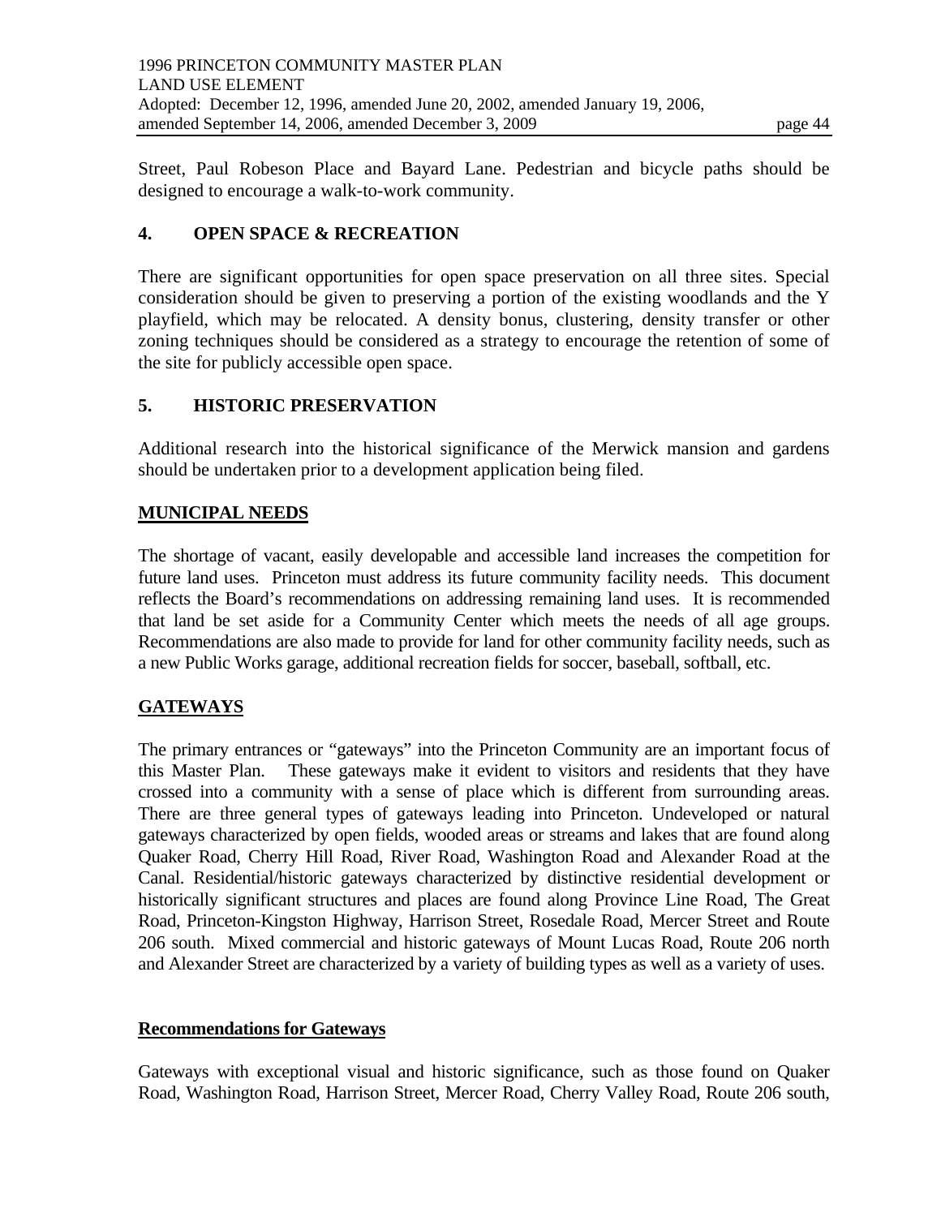Street, Paul Robeson Place and Bayard Lane. Pedestrian and bicycle paths should be designed to encourage a walk-to-work community.

### 4. OPEN SPACE & RECREATION

There are significant opportunities for open space preservation on all three sites. Special consideration should be given to preserving a portion of the existing woodlands and the Y playfield, which may be relocated. A density bonus, clustering, density transfer or other zoning techniques should be considered as a strategy to encourage the retention of some of the site for publicly accessible open space.

### 5. HISTORIC PRESERVATION

Additional research into the historical significance of the Merwick mansion and gardens should be undertaken prior to a development application being filed.

## MUNICIPAL NEEDS

The shortage of vacant, easily developable and accessible land increases the competition for future land uses. Princeton must address its future community facility needs. This document reflects the Board's recommendations on addressing remaining land uses. It is recommended that land be set aside for a Community Center which meets the needs of all age groups. Recommendations are also made to provide for land for other community facility needs, such as a new Public Works garage, additional recreation fields for soccer, baseball, softball, etc.

## GATEWAYS

The primary entrances or "gateways" into the Princeton Community are an important focus of this Master Plan. These gateways make it evident to visitors and residents that they have crossed into a community with a sense of place which is different from surrounding areas. There are three general types of gateways leading into Princeton. Undeveloped or natural gateways characterized by open fields, wooded areas or streams and lakes that are found along Quaker Road, Cherry Hill Road, River Road, Washington Road and Alexander Road at the Canal. Residential/historic gateways characterized by distinctive residential development or historically significant structures and places are found along Province Line Road, The Great Road, Princeton-Kingston Highway, Harrison Street, Rosedale Road, Mercer Street and Route 206 south. Mixed commercial and historic gateways of Mount Lucas Road, Route 206 north and Alexander Street are characterized by a variety of building types as well as a variety of uses.

### Recommendations for Gateways

Gateways with exceptional visual and historic significance, such as those found on Quaker Road, Washington Road, Harrison Street, Mercer Road, Cherry Valley Road, Route 206 south,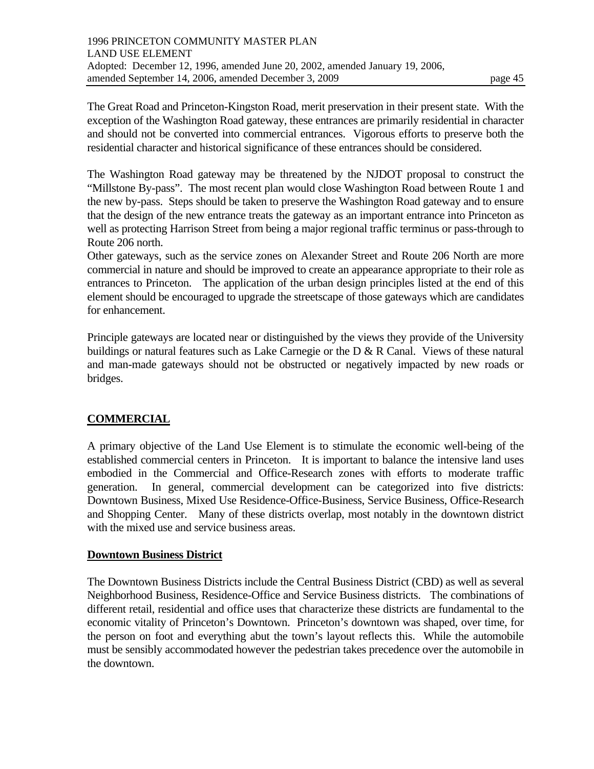The Great Road and Princeton-Kingston Road, merit preservation in their present state. With the exception of the Washington Road gateway, these entrances are primarily residential in character and should not be converted into commercial entrances. Vigorous efforts to preserve both the residential character and historical significance of these entrances should be considered.

The Washington Road gateway may be threatened by the NJDOT proposal to construct the "Millstone By-pass". The most recent plan would close Washington Road between Route 1 and the new by-pass. Steps should be taken to preserve the Washington Road gateway and to ensure that the design of the new entrance treats the gateway as an important entrance into Princeton as well as protecting Harrison Street from being a major regional traffic terminus or pass-through to Route 206 north.
Other gateways, such as the service zones on Alexander Street and Route 206 North are more commercial in nature and should be improved to create an appearance appropriate to their role as entrances to Princeton. The application of the urban design principles listed at the end of this element should be encouraged to upgrade the streetscape of those gateways which are candidates for enhancement.

Principle gateways are located near or distinguished by the views they provide of the University buildings or natural features such as Lake Carnegie or the D & R Canal. Views of these natural and man-made gateways should not be obstructed or negatively impacted by new roads or bridges.

## COMMERCIAL

A primary objective of the Land Use Element is to stimulate the economic well-being of the established commercial centers in Princeton. It is important to balance the intensive land uses embodied in the Commercial and Office-Research zones with efforts to moderate traffic generation. In general, commercial development can be categorized into five districts: Downtown Business, Mixed Use Residence-Office-Business, Service Business, Office-Research and Shopping Center. Many of these districts overlap, most notably in the downtown district with the mixed use and service business areas.

### Downtown Business District

The Downtown Business Districts include the Central Business District (CBD) as well as several Neighborhood Business, Residence-Office and Service Business districts. The combinations of different retail, residential and office uses that characterize these districts are fundamental to the economic vitality of Princeton's Downtown. Princeton's downtown was shaped, over time, for the person on foot and everything abut the town's layout reflects this. While the automobile must be sensibly accommodated however the pedestrian takes precedence over the automobile in the downtown.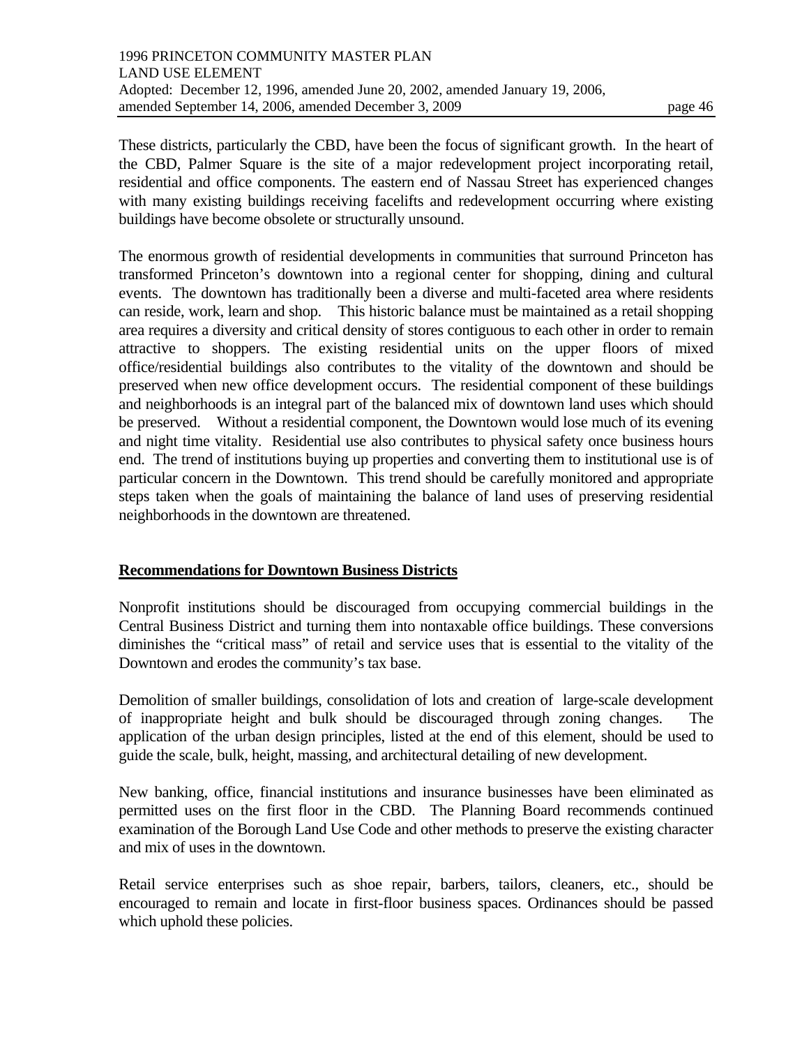These districts, particularly the CBD, have been the focus of significant growth. In the heart of the CBD, Palmer Square is the site of a major redevelopment project incorporating retail, residential and office components. The eastern end of Nassau Street has experienced changes with many existing buildings receiving facelifts and redevelopment occurring where existing buildings have become obsolete or structurally unsound.

The enormous growth of residential developments in communities that surround Princeton has transformed Princeton's downtown into a regional center for shopping, dining and cultural events. The downtown has traditionally been a diverse and multi-faceted area where residents can reside, work, learn and shop. This historic balance must be maintained as a retail shopping area requires a diversity and critical density of stores contiguous to each other in order to remain attractive to shoppers. The existing residential units on the upper floors of mixed office/residential buildings also contributes to the vitality of the downtown and should be preserved when new office development occurs. The residential component of these buildings and neighborhoods is an integral part of the balanced mix of downtown land uses which should be preserved. Without a residential component, the Downtown would lose much of its evening and night time vitality. Residential use also contributes to physical safety once business hours end. The trend of institutions buying up properties and converting them to institutional use is of particular concern in the Downtown. This trend should be carefully monitored and appropriate steps taken when the goals of maintaining the balance of land uses of preserving residential neighborhoods in the downtown are threatened.

## Recommendations for Downtown Business Districts

Nonprofit institutions should be discouraged from occupying commercial buildings in the Central Business District and turning them into nontaxable office buildings. These conversions diminishes the "critical mass" of retail and service uses that is essential to the vitality of the Downtown and erodes the community's tax base.

Demolition of smaller buildings, consolidation of lots and creation of large-scale development of inappropriate height and bulk should be discouraged through zoning changes. The application of the urban design principles, listed at the end of this element, should be used to guide the scale, bulk, height, massing, and architectural detailing of new development.

New banking, office, financial institutions and insurance businesses have been eliminated as permitted uses on the first floor in the CBD. The Planning Board recommends continued examination of the Borough Land Use Code and other methods to preserve the existing character and mix of uses in the downtown.

Retail service enterprises such as shoe repair, barbers, tailors, cleaners, etc., should be encouraged to remain and locate in first-floor business spaces. Ordinances should be passed which uphold these policies.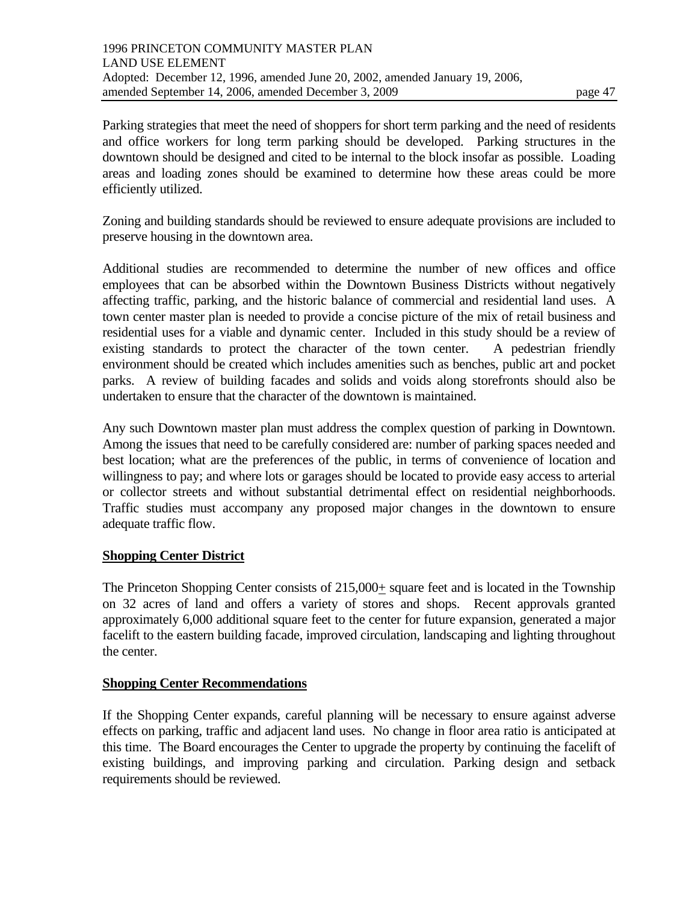Parking strategies that meet the need of shoppers for short term parking and the need of residents and office workers for long term parking should be developed. Parking structures in the downtown should be designed and cited to be internal to the block insofar as possible. Loading areas and loading zones should be examined to determine how these areas could be more efficiently utilized.

Zoning and building standards should be reviewed to ensure adequate provisions are included to preserve housing in the downtown area.

Additional studies are recommended to determine the number of new offices and office employees that can be absorbed within the Downtown Business Districts without negatively affecting traffic, parking, and the historic balance of commercial and residential land uses. A town center master plan is needed to provide a concise picture of the mix of retail business and residential uses for a viable and dynamic center. Included in this study should be a review of existing standards to protect the character of the town center. A pedestrian friendly environment should be created which includes amenities such as benches, public art and pocket parks. A review of building facades and solids and voids along storefronts should also be undertaken to ensure that the character of the downtown is maintained.

Any such Downtown master plan must address the complex question of parking in Downtown. Among the issues that need to be carefully considered are: number of parking spaces needed and best location; what are the preferences of the public, in terms of convenience of location and willingness to pay; and where lots or garages should be located to provide easy access to arterial or collector streets and without substantial detrimental effect on residential neighborhoods. Traffic studies must accompany any proposed major changes in the downtown to ensure adequate traffic flow.

## Shopping Center District

The Princeton Shopping Center consists of 215,000± square feet and is located in the Township on 32 acres of land and offers a variety of stores and shops. Recent approvals granted approximately 6,000 additional square feet to the center for future expansion, generated a major facelift to the eastern building facade, improved circulation, landscaping and lighting throughout the center.

## Shopping Center Recommendations

If the Shopping Center expands, careful planning will be necessary to ensure against adverse effects on parking, traffic and adjacent land uses. No change in floor area ratio is anticipated at this time. The Board encourages the Center to upgrade the property by continuing the facelift of existing buildings, and improving parking and circulation. Parking design and setback requirements should be reviewed.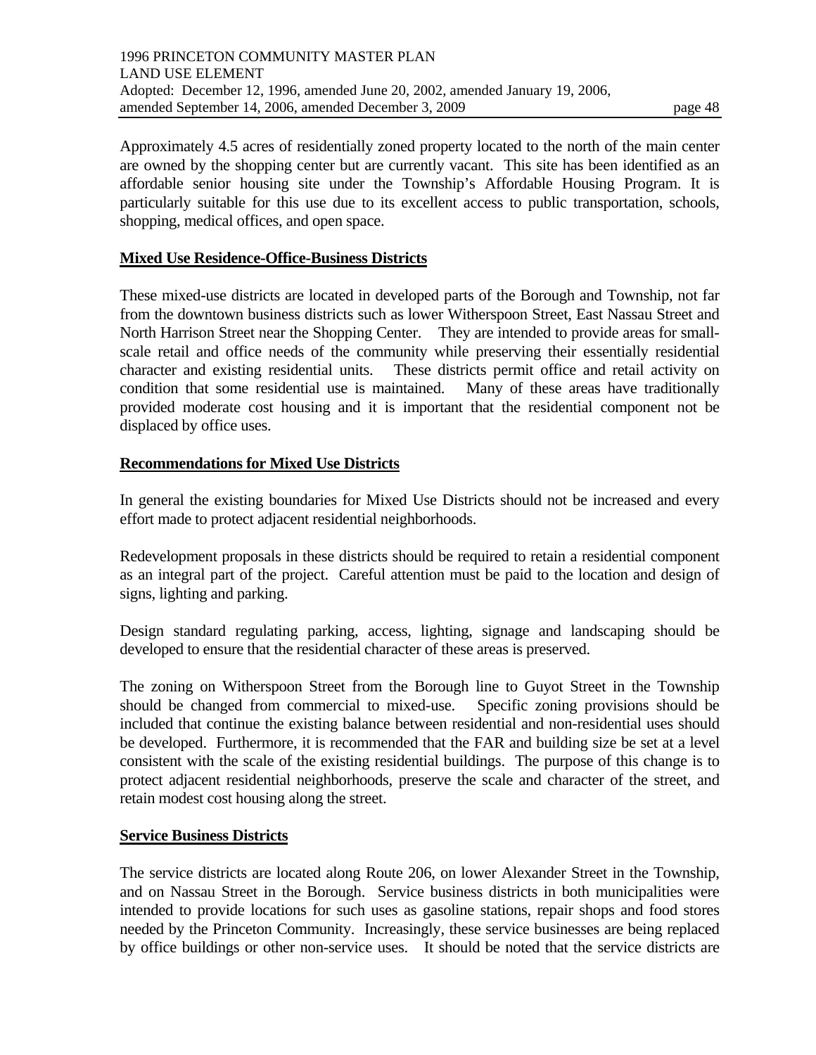Approximately 4.5 acres of residentially zoned property located to the north of the main center are owned by the shopping center but are currently vacant. This site has been identified as an affordable senior housing site under the Township's Affordable Housing Program. It is particularly suitable for this use due to its excellent access to public transportation, schools, shopping, medical offices, and open space.

**Mixed Use Residence-Office-Business Districts**

These mixed-use districts are located in developed parts of the Borough and Township, not far from the downtown business districts such as lower Witherspoon Street, East Nassau Street and North Harrison Street near the Shopping Center. They are intended to provide areas for small-scale retail and office needs of the community while preserving their essentially residential character and existing residential units. These districts permit office and retail activity on condition that some residential use is maintained. Many of these areas have traditionally provided moderate cost housing and it is important that the residential component not be displaced by office uses.

**Recommendations for Mixed Use Districts**

In general the existing boundaries for Mixed Use Districts should not be increased and every effort made to protect adjacent residential neighborhoods.

Redevelopment proposals in these districts should be required to retain a residential component as an integral part of the project. Careful attention must be paid to the location and design of signs, lighting and parking.

Design standard regulating parking, access, lighting, signage and landscaping should be developed to ensure that the residential character of these areas is preserved.

The zoning on Witherspoon Street from the Borough line to Guyot Street in the Township should be changed from commercial to mixed-use. Specific zoning provisions should be included that continue the existing balance between residential and non-residential uses should be developed. Furthermore, it is recommended that the FAR and building size be set at a level consistent with the scale of the existing residential buildings. The purpose of this change is to protect adjacent residential neighborhoods, preserve the scale and character of the street, and retain modest cost housing along the street.

**Service Business Districts**

The service districts are located along Route 206, on lower Alexander Street in the Township, and on Nassau Street in the Borough. Service business districts in both municipalities were intended to provide locations for such uses as gasoline stations, repair shops and food stores needed by the Princeton Community. Increasingly, these service businesses are being replaced by office buildings or other non-service uses. It should be noted that the service districts are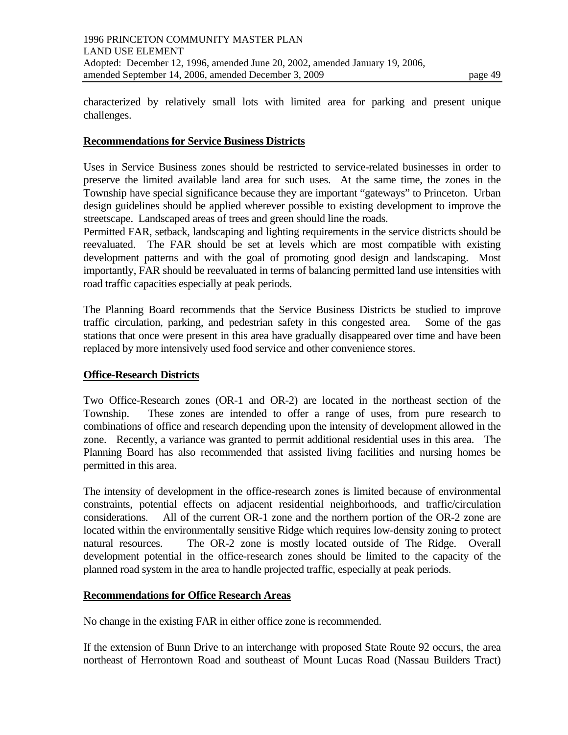characterized by relatively small lots with limited area for parking and present unique challenges.

**Recommendations for Service Business Districts**

Uses in Service Business zones should be restricted to service-related businesses in order to preserve the limited available land area for such uses. At the same time, the zones in the Township have special significance because they are important "gateways" to Princeton. Urban design guidelines should be applied wherever possible to existing development to improve the streetscape. Landscaped areas of trees and green should line the roads.

Permitted FAR, setback, landscaping and lighting requirements in the service districts should be reevaluated. The FAR should be set at levels which are most compatible with existing development patterns and with the goal of promoting good design and landscaping. Most importantly, FAR should be reevaluated in terms of balancing permitted land use intensities with road traffic capacities especially at peak periods.

The Planning Board recommends that the Service Business Districts be studied to improve traffic circulation, parking, and pedestrian safety in this congested area. Some of the gas stations that once were present in this area have gradually disappeared over time and have been replaced by more intensively used food service and other convenience stores.

**Office-Research Districts**

Two Office-Research zones (OR-1 and OR-2) are located in the northeast section of the Township. These zones are intended to offer a range of uses, from pure research to combinations of office and research depending upon the intensity of development allowed in the zone. Recently, a variance was granted to permit additional residential uses in this area. The Planning Board has also recommended that assisted living facilities and nursing homes be permitted in this area.

The intensity of development in the office-research zones is limited because of environmental constraints, potential effects on adjacent residential neighborhoods, and traffic/circulation considerations. All of the current OR-1 zone and the northern portion of the OR-2 zone are located within the environmentally sensitive Ridge which requires low-density zoning to protect natural resources. The OR-2 zone is mostly located outside of The Ridge. Overall development potential in the office-research zones should be limited to the capacity of the planned road system in the area to handle projected traffic, especially at peak periods.

**Recommendations for Office Research Areas**

No change in the existing FAR in either office zone is recommended.

If the extension of Bunn Drive to an interchange with proposed State Route 92 occurs, the area northeast of Herrontown Road and southeast of Mount Lucas Road (Nassau Builders Tract)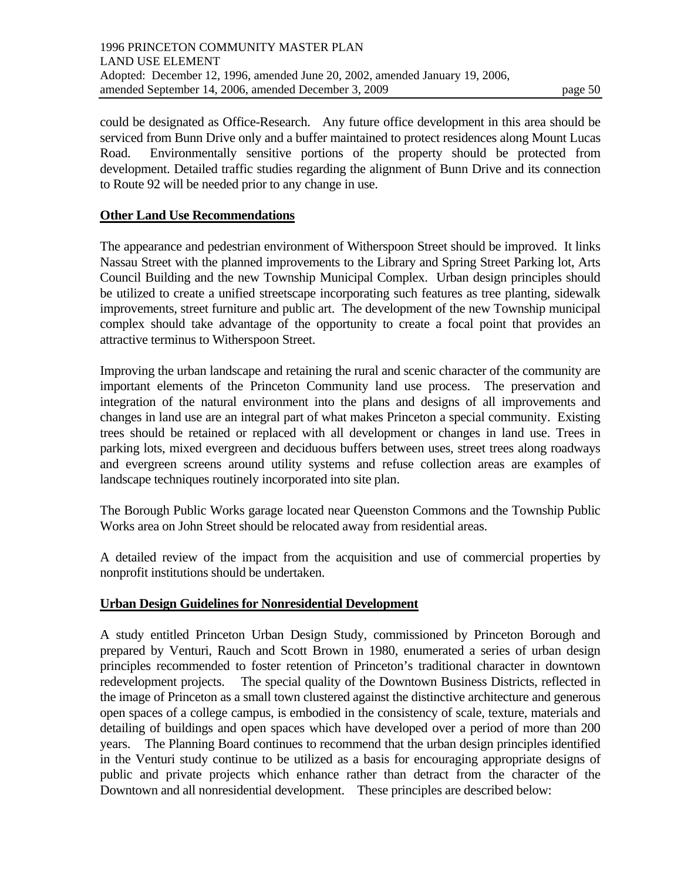could be designated as Office-Research. Any future office development in this area should be serviced from Bunn Drive only and a buffer maintained to protect residences along Mount Lucas Road. Environmentally sensitive portions of the property should be protected from development. Detailed traffic studies regarding the alignment of Bunn Drive and its connection to Route 92 will be needed prior to any change in use.

**Other Land Use Recommendations**

The appearance and pedestrian environment of Witherspoon Street should be improved. It links Nassau Street with the planned improvements to the Library and Spring Street Parking lot, Arts Council Building and the new Township Municipal Complex. Urban design principles should be utilized to create a unified streetscape incorporating such features as tree planting, sidewalk improvements, street furniture and public art. The development of the new Township municipal complex should take advantage of the opportunity to create a focal point that provides an attractive terminus to Witherspoon Street.

Improving the urban landscape and retaining the rural and scenic character of the community are important elements of the Princeton Community land use process. The preservation and integration of the natural environment into the plans and designs of all improvements and changes in land use are an integral part of what makes Princeton a special community. Existing trees should be retained or replaced with all development or changes in land use. Trees in parking lots, mixed evergreen and deciduous buffers between uses, street trees along roadways and evergreen screens around utility systems and refuse collection areas are examples of landscape techniques routinely incorporated into site plan.

The Borough Public Works garage located near Queenston Commons and the Township Public Works area on John Street should be relocated away from residential areas.

A detailed review of the impact from the acquisition and use of commercial properties by nonprofit institutions should be undertaken.

**Urban Design Guidelines for Nonresidential Development**

A study entitled Princeton Urban Design Study, commissioned by Princeton Borough and prepared by Venturi, Rauch and Scott Brown in 1980, enumerated a series of urban design principles recommended to foster retention of Princeton's traditional character in downtown redevelopment projects. The special quality of the Downtown Business Districts, reflected in the image of Princeton as a small town clustered against the distinctive architecture and generous open spaces of a college campus, is embodied in the consistency of scale, texture, materials and detailing of buildings and open spaces which have developed over a period of more than 200 years. The Planning Board continues to recommend that the urban design principles identified in the Venturi study continue to be utilized as a basis for encouraging appropriate designs of public and private projects which enhance rather than detract from the character of the Downtown and all nonresidential development. These principles are described below: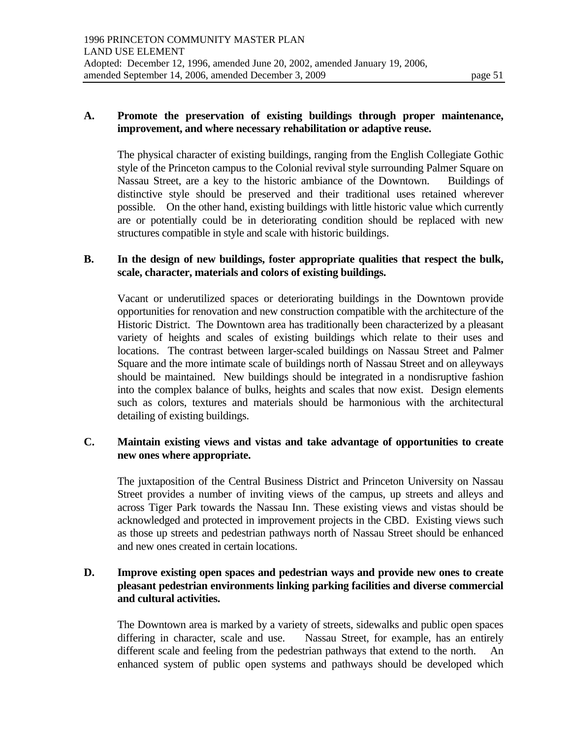**A. Promote the preservation of existing buildings through proper maintenance, improvement, and where necessary rehabilitation or adaptive reuse.**

The physical character of existing buildings, ranging from the English Collegiate Gothic style of the Princeton campus to the Colonial revival style surrounding Palmer Square on Nassau Street, are a key to the historic ambiance of the Downtown. Buildings of distinctive style should be preserved and their traditional uses retained wherever possible. On the other hand, existing buildings with little historic value which currently are or potentially could be in deteriorating condition should be replaced with new structures compatible in style and scale with historic buildings.

**B. In the design of new buildings, foster appropriate qualities that respect the bulk, scale, character, materials and colors of existing buildings.**

Vacant or underutilized spaces or deteriorating buildings in the Downtown provide opportunities for renovation and new construction compatible with the architecture of the Historic District. The Downtown area has traditionally been characterized by a pleasant variety of heights and scales of existing buildings which relate to their uses and locations. The contrast between larger-scaled buildings on Nassau Street and Palmer Square and the more intimate scale of buildings north of Nassau Street and on alleyways should be maintained. New buildings should be integrated in a nondisruptive fashion into the complex balance of bulks, heights and scales that now exist. Design elements such as colors, textures and materials should be harmonious with the architectural detailing of existing buildings.

**C. Maintain existing views and vistas and take advantage of opportunities to create new ones where appropriate.**

The juxtaposition of the Central Business District and Princeton University on Nassau Street provides a number of inviting views of the campus, up streets and alleys and across Tiger Park towards the Nassau Inn. These existing views and vistas should be acknowledged and protected in improvement projects in the CBD. Existing views such as those up streets and pedestrian pathways north of Nassau Street should be enhanced and new ones created in certain locations.

**D. Improve existing open spaces and pedestrian ways and provide new ones to create pleasant pedestrian environments linking parking facilities and diverse commercial and cultural activities.**

The Downtown area is marked by a variety of streets, sidewalks and public open spaces differing in character, scale and use. Nassau Street, for example, has an entirely different scale and feeling from the pedestrian pathways that extend to the north. An enhanced system of public open systems and pathways should be developed which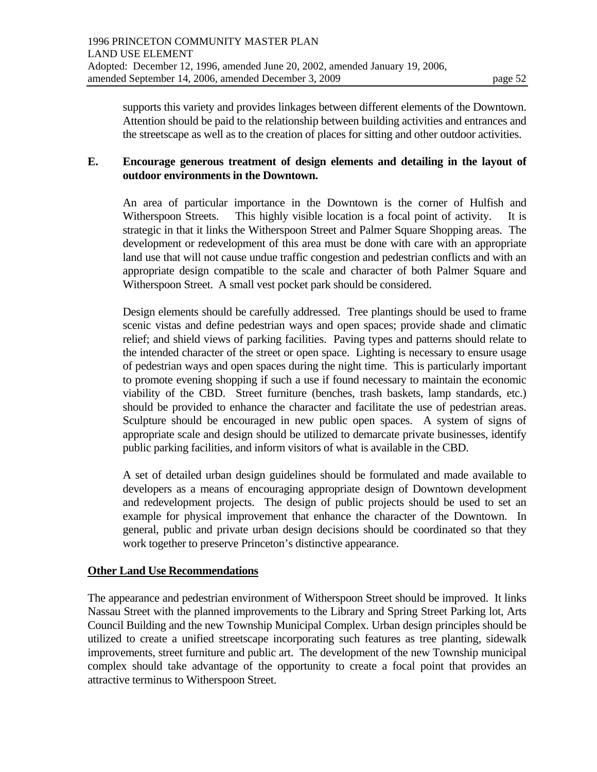supports this variety and provides linkages between different elements of the Downtown. Attention should be paid to the relationship between building activities and entrances and the streetscape as well as to the creation of places for sitting and other outdoor activities.

**E. Encourage generous treatment of design elements and detailing in the layout of outdoor environments in the Downtown.**

An area of particular importance in the Downtown is the corner of Hulfish and Witherspoon Streets. This highly visible location is a focal point of activity. It is strategic in that it links the Witherspoon Street and Palmer Square Shopping areas. The development or redevelopment of this area must be done with care with an appropriate land use that will not cause undue traffic congestion and pedestrian conflicts and with an appropriate design compatible to the scale and character of both Palmer Square and Witherspoon Street. A small vest pocket park should be considered.

Design elements should be carefully addressed. Tree plantings should be used to frame scenic vistas and define pedestrian ways and open spaces; provide shade and climatic relief; and shield views of parking facilities. Paving types and patterns should relate to the intended character of the street or open space. Lighting is necessary to ensure usage of pedestrian ways and open spaces during the night time. This is particularly important to promote evening shopping if such a use if found necessary to maintain the economic viability of the CBD. Street furniture (benches, trash baskets, lamp standards, etc.) should be provided to enhance the character and facilitate the use of pedestrian areas. Sculpture should be encouraged in new public open spaces. A system of signs of appropriate scale and design should be utilized to demarcate private businesses, identify public parking facilities, and inform visitors of what is available in the CBD.

A set of detailed urban design guidelines should be formulated and made available to developers as a means of encouraging appropriate design of Downtown development and redevelopment projects. The design of public projects should be used to set an example for physical improvement that enhance the character of the Downtown. In general, public and private urban design decisions should be coordinated so that they work together to preserve Princeton's distinctive appearance.

## Other Land Use Recommendations

The appearance and pedestrian environment of Witherspoon Street should be improved. It links Nassau Street with the planned improvements to the Library and Spring Street Parking lot, Arts Council Building and the new Township Municipal Complex. Urban design principles should be utilized to create a unified streetscape incorporating such features as tree planting, sidewalk improvements, street furniture and public art. The development of the new Township municipal complex should take advantage of the opportunity to create a focal point that provides an attractive terminus to Witherspoon Street.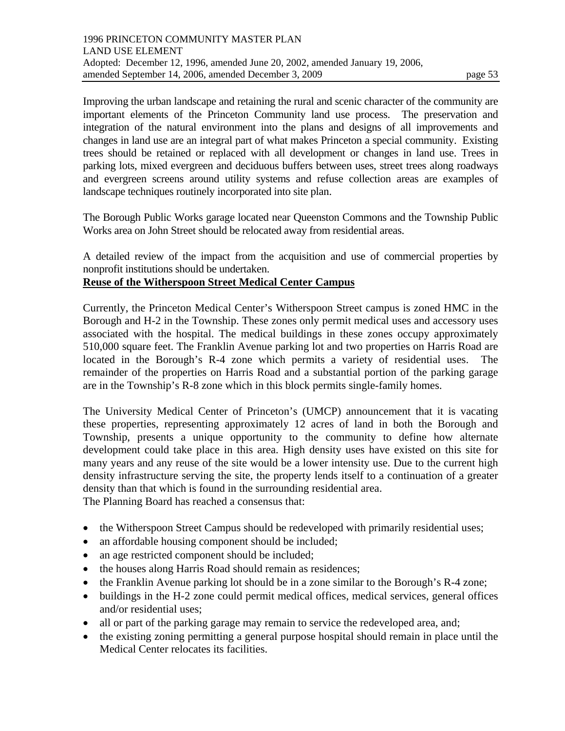Improving the urban landscape and retaining the rural and scenic character of the community are important elements of the Princeton Community land use process. The preservation and integration of the natural environment into the plans and designs of all improvements and changes in land use are an integral part of what makes Princeton a special community. Existing trees should be retained or replaced with all development or changes in land use. Trees in parking lots, mixed evergreen and deciduous buffers between uses, street trees along roadways and evergreen screens around utility systems and refuse collection areas are examples of landscape techniques routinely incorporated into site plan.

The Borough Public Works garage located near Queenston Commons and the Township Public Works area on John Street should be relocated away from residential areas.

A detailed review of the impact from the acquisition and use of commercial properties by nonprofit institutions should be undertaken.

**Reuse of the Witherspoon Street Medical Center Campus**

Currently, the Princeton Medical Center's Witherspoon Street campus is zoned HMC in the Borough and H-2 in the Township. These zones only permit medical uses and accessory uses associated with the hospital. The medical buildings in these zones occupy approximately 510,000 square feet. The Franklin Avenue parking lot and two properties on Harris Road are located in the Borough's R-4 zone which permits a variety of residential uses. The remainder of the properties on Harris Road and a substantial portion of the parking garage are in the Township's R-8 zone which in this block permits single-family homes.

The University Medical Center of Princeton's (UMCP) announcement that it is vacating these properties, representing approximately 12 acres of land in both the Borough and Township, presents a unique opportunity to the community to define how alternate development could take place in this area. High density uses have existed on this site for many years and any reuse of the site would be a lower intensity use. Due to the current high density infrastructure serving the site, the property lends itself to a continuation of a greater density than that which is found in the surrounding residential area.

The Planning Board has reached a consensus that:

- the Witherspoon Street Campus should be redeveloped with primarily residential uses;
- an affordable housing component should be included;
- an age restricted component should be included;
- the houses along Harris Road should remain as residences;
- the Franklin Avenue parking lot should be in a zone similar to the Borough's R-4 zone;
- buildings in the H-2 zone could permit medical offices, medical services, general offices and/or residential uses;
- all or part of the parking garage may remain to service the redeveloped area, and;
- the existing zoning permitting a general purpose hospital should remain in place until the Medical Center relocates its facilities.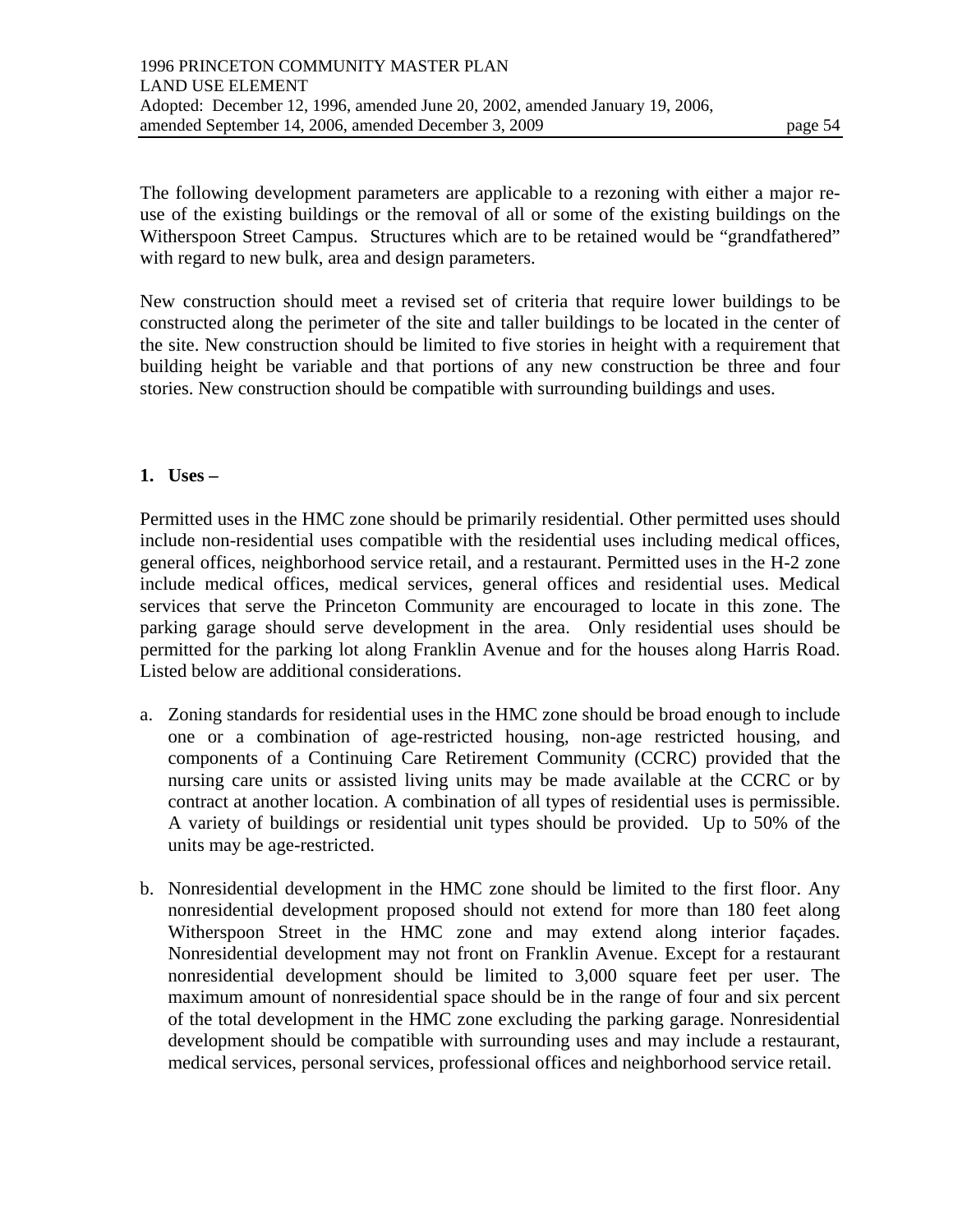The following development parameters are applicable to a rezoning with either a major re-use of the existing buildings or the removal of all or some of the existing buildings on the Witherspoon Street Campus. Structures which are to be retained would be "grandfathered" with regard to new bulk, area and design parameters.

New construction should meet a revised set of criteria that require lower buildings to be constructed along the perimeter of the site and taller buildings to be located in the center of the site. New construction should be limited to five stories in height with a requirement that building height be variable and that portions of any new construction be three and four stories. New construction should be compatible with surrounding buildings and uses.

**1. Uses –**

Permitted uses in the HMC zone should be primarily residential. Other permitted uses should include non-residential uses compatible with the residential uses including medical offices, general offices, neighborhood service retail, and a restaurant. Permitted uses in the H-2 zone include medical offices, medical services, general offices and residential uses. Medical services that serve the Princeton Community are encouraged to locate in this zone. The parking garage should serve development in the area. Only residential uses should be permitted for the parking lot along Franklin Avenue and for the houses along Harris Road. Listed below are additional considerations.

a. Zoning standards for residential uses in the HMC zone should be broad enough to include one or a combination of age-restricted housing, non-age restricted housing, and components of a Continuing Care Retirement Community (CCRC) provided that the nursing care units or assisted living units may be made available at the CCRC or by contract at another location. A combination of all types of residential uses is permissible. A variety of buildings or residential unit types should be provided. Up to 50% of the units may be age-restricted.

b. Nonresidential development in the HMC zone should be limited to the first floor. Any nonresidential development proposed should not extend for more than 180 feet along Witherspoon Street in the HMC zone and may extend along interior façades. Nonresidential development may not front on Franklin Avenue. Except for a restaurant nonresidential development should be limited to 3,000 square feet per user. The maximum amount of nonresidential space should be in the range of four and six percent of the total development in the HMC zone excluding the parking garage. Nonresidential development should be compatible with surrounding uses and may include a restaurant, medical services, personal services, professional offices and neighborhood service retail.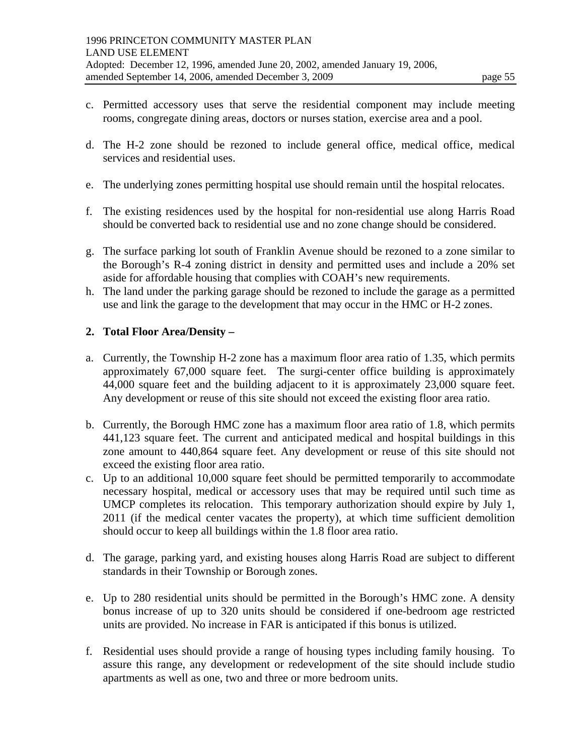c. Permitted accessory uses that serve the residential component may include meeting rooms, congregate dining areas, doctors or nurses station, exercise area and a pool.

d. The H-2 zone should be rezoned to include general office, medical office, medical services and residential uses.

e. The underlying zones permitting hospital use should remain until the hospital relocates.

f. The existing residences used by the hospital for non-residential use along Harris Road should be converted back to residential use and no zone change should be considered.

g. The surface parking lot south of Franklin Avenue should be rezoned to a zone similar to the Borough's R-4 zoning district in density and permitted uses and include a 20% set aside for affordable housing that complies with COAH's new requirements.

h. The land under the parking garage should be rezoned to include the garage as a permitted use and link the garage to the development that may occur in the HMC or H-2 zones.

**2. Total Floor Area/Density –**

a. Currently, the Township H-2 zone has a maximum floor area ratio of 1.35, which permits approximately 67,000 square feet. The surgi-center office building is approximately 44,000 square feet and the building adjacent to it is approximately 23,000 square feet. Any development or reuse of this site should not exceed the existing floor area ratio.

b. Currently, the Borough HMC zone has a maximum floor area ratio of 1.8, which permits 441,123 square feet. The current and anticipated medical and hospital buildings in this zone amount to 440,864 square feet. Any development or reuse of this site should not exceed the existing floor area ratio.

c. Up to an additional 10,000 square feet should be permitted temporarily to accommodate necessary hospital, medical or accessory uses that may be required until such time as UMCP completes its relocation. This temporary authorization should expire by July 1, 2011 (if the medical center vacates the property), at which time sufficient demolition should occur to keep all buildings within the 1.8 floor area ratio.

d. The garage, parking yard, and existing houses along Harris Road are subject to different standards in their Township or Borough zones.

e. Up to 280 residential units should be permitted in the Borough's HMC zone. A density bonus increase of up to 320 units should be considered if one-bedroom age restricted units are provided. No increase in FAR is anticipated if this bonus is utilized.

f. Residential uses should provide a range of housing types including family housing. To assure this range, any development or redevelopment of the site should include studio apartments as well as one, two and three or more bedroom units.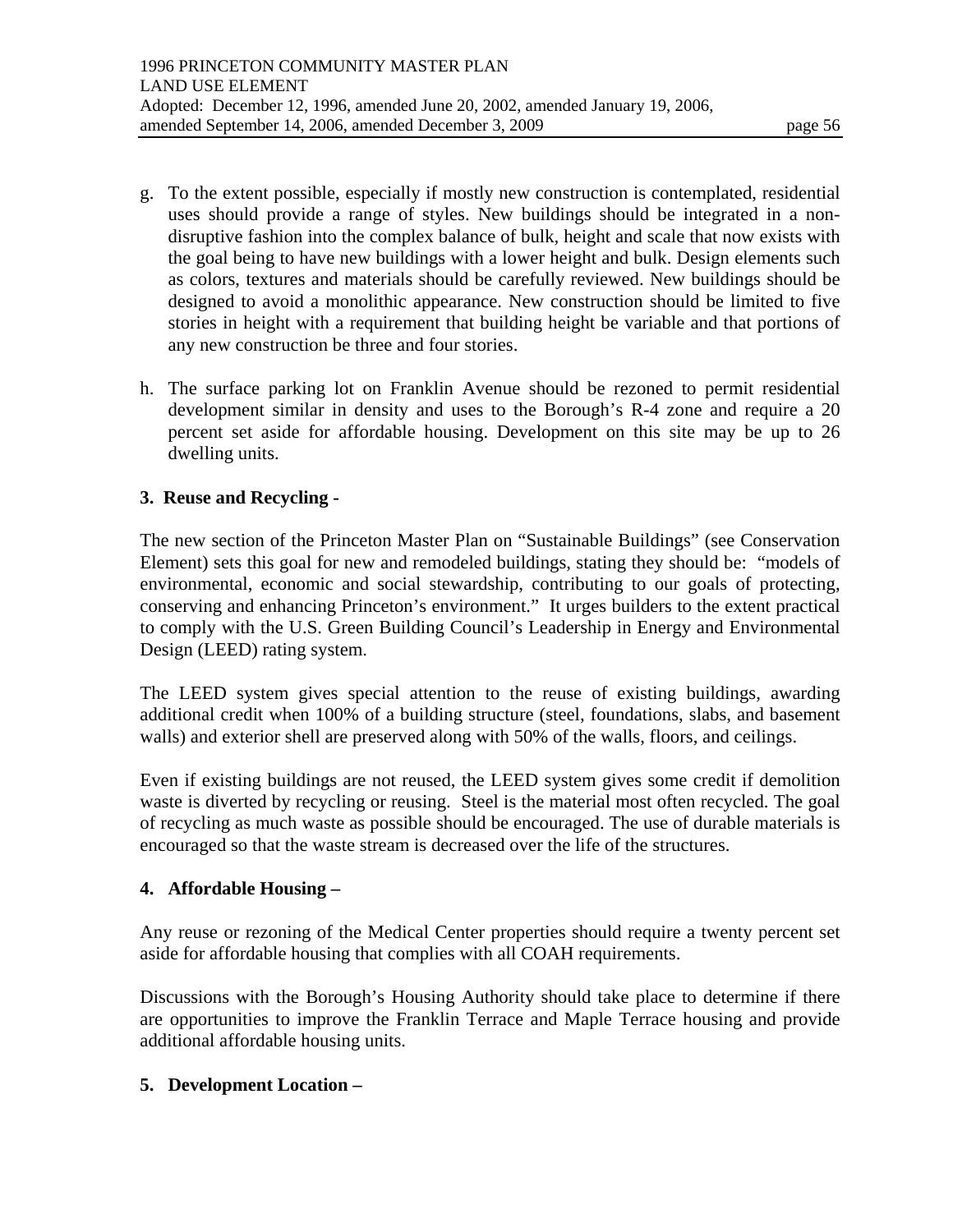g. To the extent possible, especially if mostly new construction is contemplated, residential uses should provide a range of styles. New buildings should be integrated in a non-disruptive fashion into the complex balance of bulk, height and scale that now exists with the goal being to have new buildings with a lower height and bulk. Design elements such as colors, textures and materials should be carefully reviewed. New buildings should be designed to avoid a monolithic appearance. New construction should be limited to five stories in height with a requirement that building height be variable and that portions of any new construction be three and four stories.

h. The surface parking lot on Franklin Avenue should be rezoned to permit residential development similar in density and uses to the Borough's R-4 zone and require a 20 percent set aside for affordable housing. Development on this site may be up to 26 dwelling units.

**3. Reuse and Recycling -**

The new section of the Princeton Master Plan on "Sustainable Buildings" (see Conservation Element) sets this goal for new and remodeled buildings, stating they should be: "models of environmental, economic and social stewardship, contributing to our goals of protecting, conserving and enhancing Princeton's environment." It urges builders to the extent practical to comply with the U.S. Green Building Council's Leadership in Energy and Environmental Design (LEED) rating system.

The LEED system gives special attention to the reuse of existing buildings, awarding additional credit when 100% of a building structure (steel, foundations, slabs, and basement walls) and exterior shell are preserved along with 50% of the walls, floors, and ceilings.

Even if existing buildings are not reused, the LEED system gives some credit if demolition waste is diverted by recycling or reusing. Steel is the material most often recycled. The goal of recycling as much waste as possible should be encouraged. The use of durable materials is encouraged so that the waste stream is decreased over the life of the structures.

**4. Affordable Housing –**

Any reuse or rezoning of the Medical Center properties should require a twenty percent set aside for affordable housing that complies with all COAH requirements.

Discussions with the Borough's Housing Authority should take place to determine if there are opportunities to improve the Franklin Terrace and Maple Terrace housing and provide additional affordable housing units.

**5. Development Location –**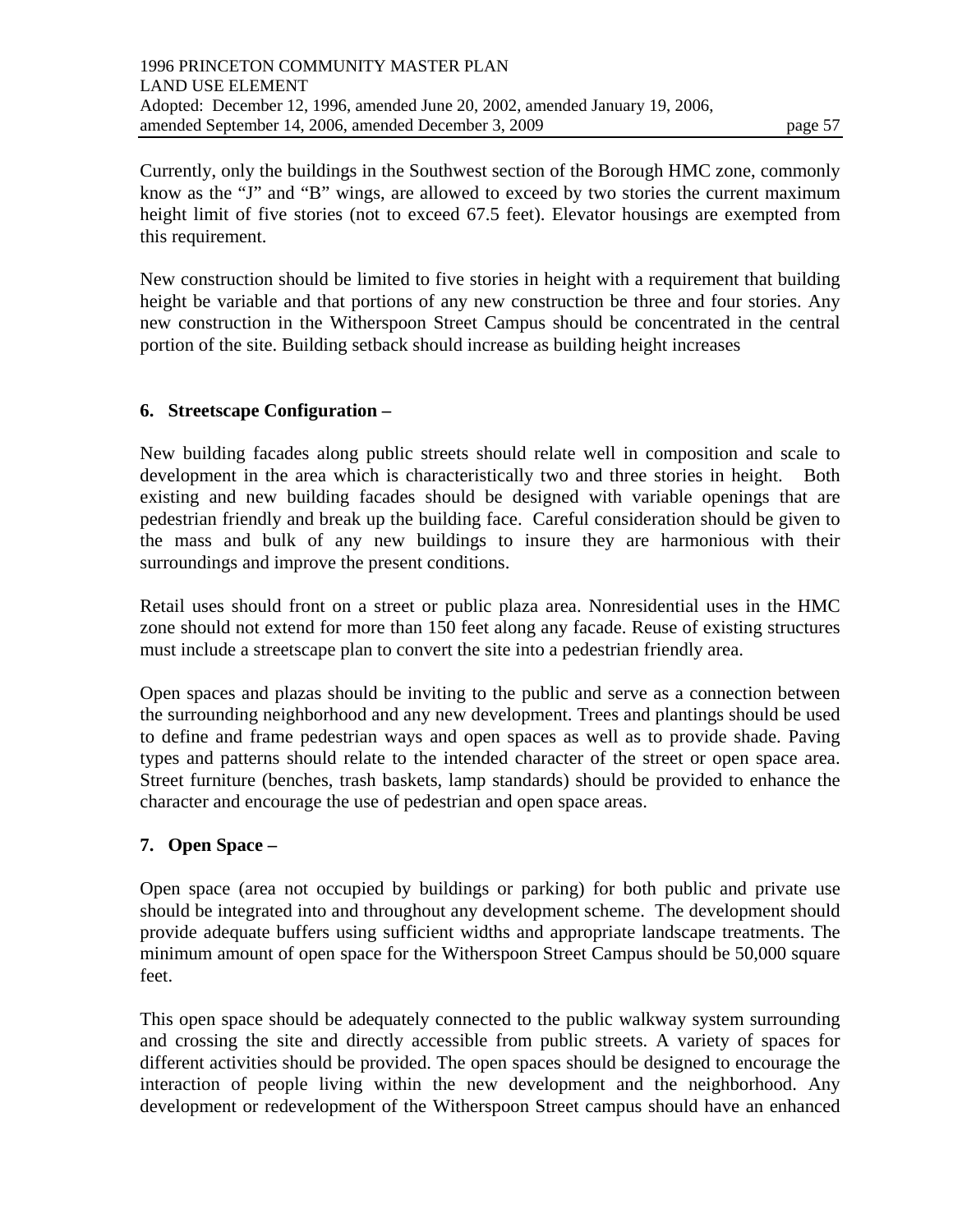Currently, only the buildings in the Southwest section of the Borough HMC zone, commonly know as the "J" and "B" wings, are allowed to exceed by two stories the current maximum height limit of five stories (not to exceed 67.5 feet). Elevator housings are exempted from this requirement.

New construction should be limited to five stories in height with a requirement that building height be variable and that portions of any new construction be three and four stories. Any new construction in the Witherspoon Street Campus should be concentrated in the central portion of the site. Building setback should increase as building height increases

### 6. Streetscape Configuration –

New building facades along public streets should relate well in composition and scale to development in the area which is characteristically two and three stories in height. Both existing and new building facades should be designed with variable openings that are pedestrian friendly and break up the building face. Careful consideration should be given to the mass and bulk of any new buildings to insure they are harmonious with their surroundings and improve the present conditions.

Retail uses should front on a street or public plaza area. Nonresidential uses in the HMC zone should not extend for more than 150 feet along any facade. Reuse of existing structures must include a streetscape plan to convert the site into a pedestrian friendly area.

Open spaces and plazas should be inviting to the public and serve as a connection between the surrounding neighborhood and any new development. Trees and plantings should be used to define and frame pedestrian ways and open spaces as well as to provide shade. Paving types and patterns should relate to the intended character of the street or open space area. Street furniture (benches, trash baskets, lamp standards) should be provided to enhance the character and encourage the use of pedestrian and open space areas.

### 7. Open Space –

Open space (area not occupied by buildings or parking) for both public and private use should be integrated into and throughout any development scheme. The development should provide adequate buffers using sufficient widths and appropriate landscape treatments. The minimum amount of open space for the Witherspoon Street Campus should be 50,000 square feet.

This open space should be adequately connected to the public walkway system surrounding and crossing the site and directly accessible from public streets. A variety of spaces for different activities should be provided. The open spaces should be designed to encourage the interaction of people living within the new development and the neighborhood. Any development or redevelopment of the Witherspoon Street campus should have an enhanced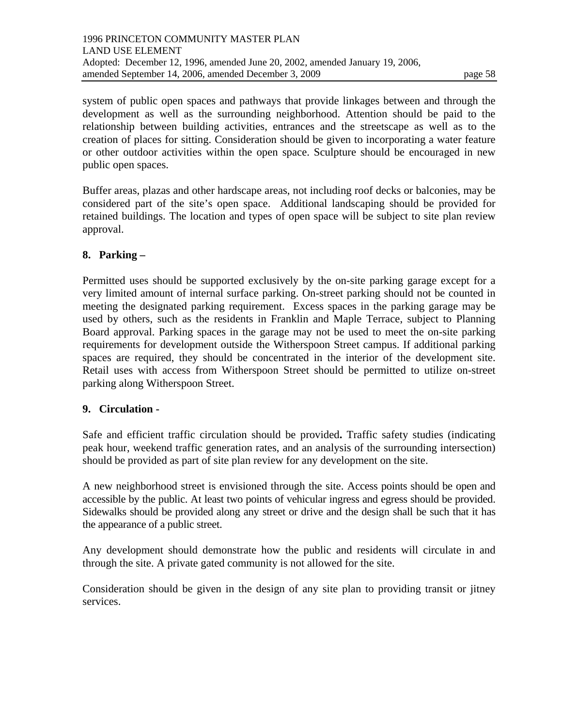system of public open spaces and pathways that provide linkages between and through the development as well as the surrounding neighborhood. Attention should be paid to the relationship between building activities, entrances and the streetscape as well as to the creation of places for sitting. Consideration should be given to incorporating a water feature or other outdoor activities within the open space. Sculpture should be encouraged in new public open spaces.

Buffer areas, plazas and other hardscape areas, not including roof decks or balconies, may be considered part of the site's open space. Additional landscaping should be provided for retained buildings. The location and types of open space will be subject to site plan review approval.

**8. Parking –**

Permitted uses should be supported exclusively by the on-site parking garage except for a very limited amount of internal surface parking. On-street parking should not be counted in meeting the designated parking requirement. Excess spaces in the parking garage may be used by others, such as the residents in Franklin and Maple Terrace, subject to Planning Board approval. Parking spaces in the garage may not be used to meet the on-site parking requirements for development outside the Witherspoon Street campus. If additional parking spaces are required, they should be concentrated in the interior of the development site. Retail uses with access from Witherspoon Street should be permitted to utilize on-street parking along Witherspoon Street.

**9. Circulation -**

Safe and efficient traffic circulation should be provided**.** Traffic safety studies (indicating peak hour, weekend traffic generation rates, and an analysis of the surrounding intersection) should be provided as part of site plan review for any development on the site.

A new neighborhood street is envisioned through the site. Access points should be open and accessible by the public. At least two points of vehicular ingress and egress should be provided. Sidewalks should be provided along any street or drive and the design shall be such that it has the appearance of a public street.

Any development should demonstrate how the public and residents will circulate in and through the site. A private gated community is not allowed for the site.

Consideration should be given in the design of any site plan to providing transit or jitney services.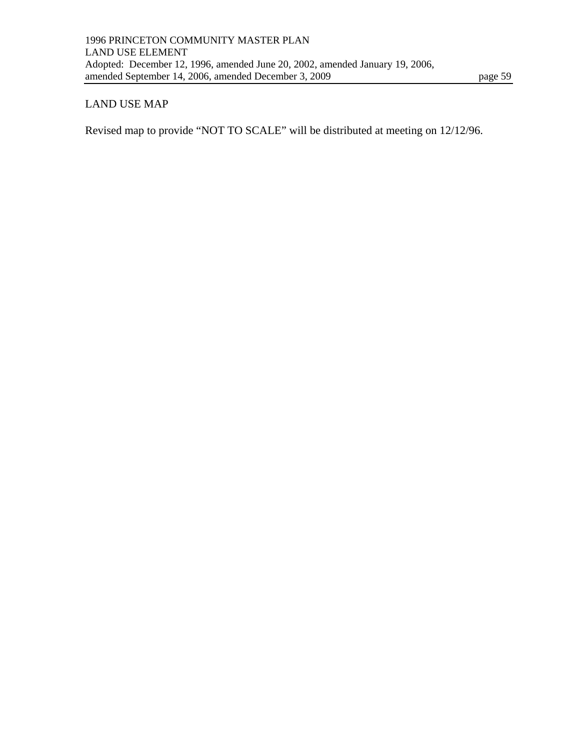## LAND USE MAP

Revised map to provide "NOT TO SCALE" will be distributed at meeting on 12/12/96.